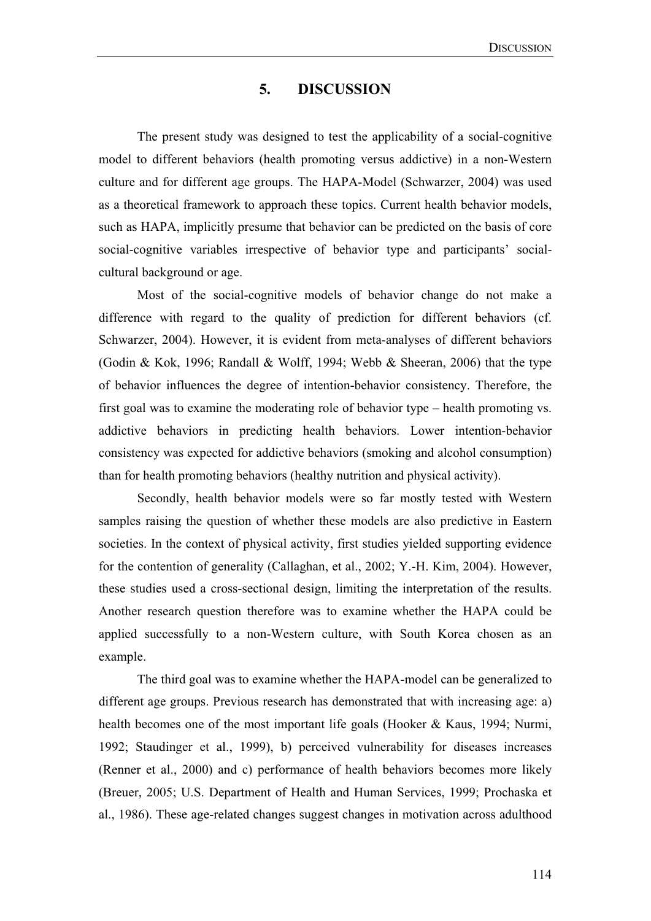# 5. DISCUSSION

The present study was designed to test the applicability of a social-cognitive model to different behaviors (health promoting versus addictive) in a non-Western culture and for different age groups. The HAPA-Model (Schwarzer, 2004) was used as a theoretical framework to approach these topics. Current health behavior models, such as HAPA, implicitly presume that behavior can be predicted on the basis of core social-cognitive variables irrespective of behavior type and participants' social-cultural background or age.

Most of the social-cognitive models of behavior change do not make a difference with regard to the quality of prediction for different behaviors (cf. Schwarzer, 2004). However, it is evident from meta-analyses of different behaviors (Godin & Kok, 1996; Randall & Wolff, 1994; Webb & Sheeran, 2006) that the type of behavior influences the degree of intention-behavior consistency. Therefore, the first goal was to examine the moderating role of behavior type – health promoting vs. addictive behaviors in predicting health behaviors. Lower intention-behavior consistency was expected for addictive behaviors (smoking and alcohol consumption) than for health promoting behaviors (healthy nutrition and physical activity).

Secondly, health behavior models were so far mostly tested with Western samples raising the question of whether these models are also predictive in Eastern societies. In the context of physical activity, first studies yielded supporting evidence for the contention of generality (Callaghan, et al., 2002; Y.-H. Kim, 2004). However, these studies used a cross-sectional design, limiting the interpretation of the results. Another research question therefore was to examine whether the HAPA could be applied successfully to a non-Western culture, with South Korea chosen as an example.

The third goal was to examine whether the HAPA-model can be generalized to different age groups. Previous research has demonstrated that with increasing age: a) health becomes one of the most important life goals (Hooker & Kaus, 1994; Nurmi, 1992; Staudinger et al., 1999), b) perceived vulnerability for diseases increases (Renner et al., 2000) and c) performance of health behaviors becomes more likely (Breuer, 2005; U.S. Department of Health and Human Services, 1999; Prochaska et al., 1986). These age-related changes suggest changes in motivation across adulthood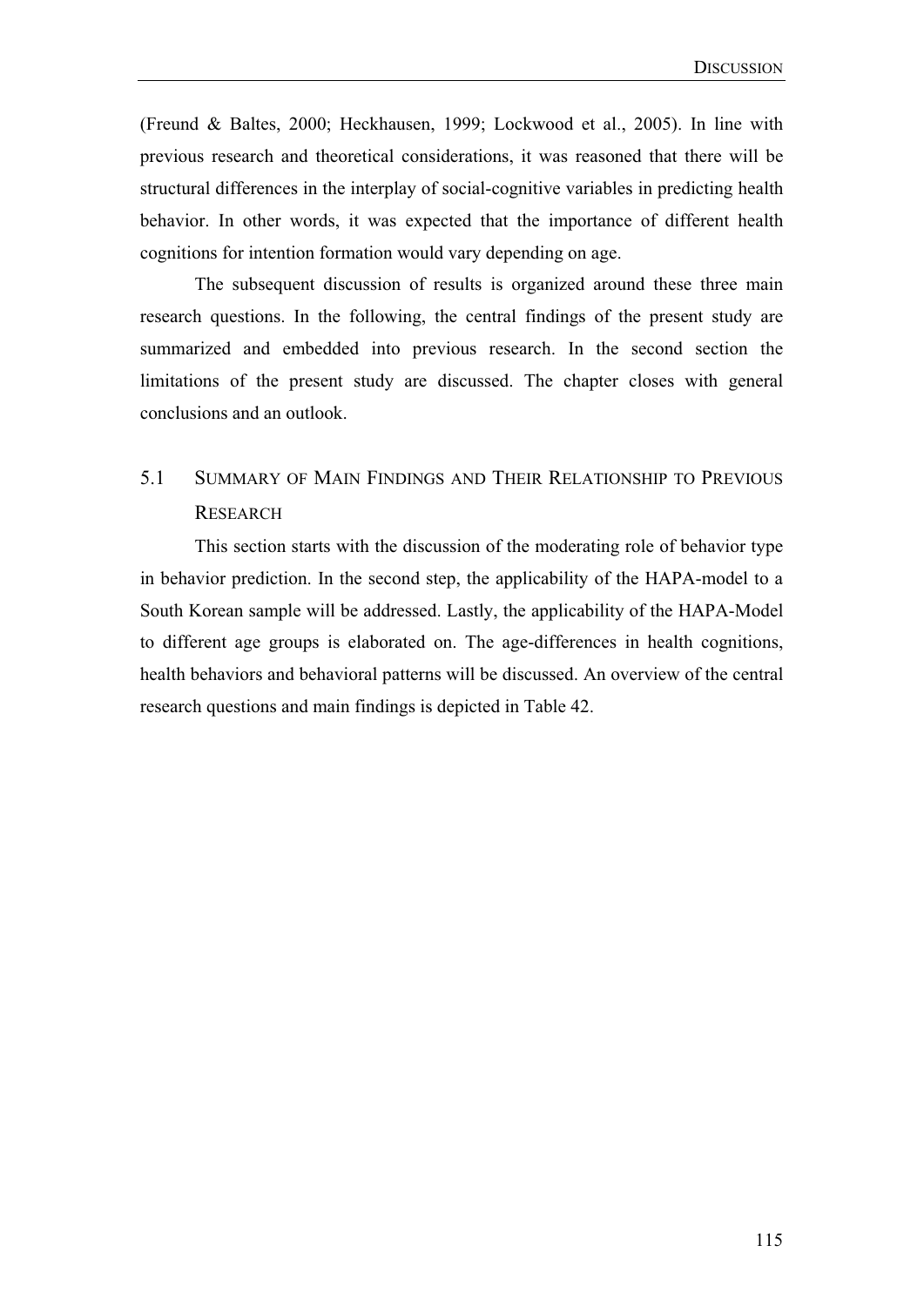(Freund & Baltes, 2000; Heckhausen, 1999; Lockwood et al., 2005). In line with previous research and theoretical considerations, it was reasoned that there will be structural differences in the interplay of social-cognitive variables in predicting health behavior. In other words, it was expected that the importance of different health cognitions for intention formation would vary depending on age.

The subsequent discussion of results is organized around these three main research questions. In the following, the central findings of the present study are summarized and embedded into previous research. In the second section the limitations of the present study are discussed. The chapter closes with general conclusions and an outlook.

## 5.1 Summary of Main Findings and Their Relationship to Previous Research

This section starts with the discussion of the moderating role of behavior type in behavior prediction. In the second step, the applicability of the HAPA-model to a South Korean sample will be addressed. Lastly, the applicability of the HAPA-Model to different age groups is elaborated on. The age-differences in health cognitions, health behaviors and behavioral patterns will be discussed. An overview of the central research questions and main findings is depicted in Table 42.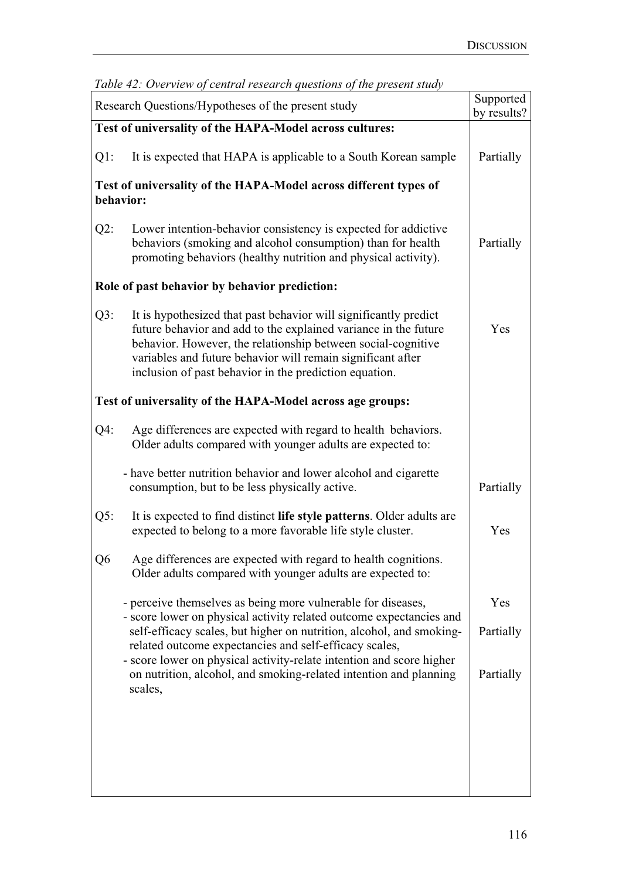*Table 42: Overview of central research questions of the present study*

| Research Questions/Hypotheses of the present study | Supported by results? |
|---|---|
| **Test of universality of the HAPA-Model across cultures:** | |
| Q1: It is expected that HAPA is applicable to a South Korean sample | Partially |
| **Test of universality of the HAPA-Model across different types of behavior:** | |
| Q2: Lower intention-behavior consistency is expected for addictive behaviors (smoking and alcohol consumption) than for health promoting behaviors (healthy nutrition and physical activity). | Partially |
| **Role of past behavior by behavior prediction:** | |
| Q3: It is hypothesized that past behavior will significantly predict future behavior and add to the explained variance in the future behavior. However, the relationship between social-cognitive variables and future behavior will remain significant after inclusion of past behavior in the prediction equation. | Yes |
| **Test of universality of the HAPA-Model across age groups:** | |
| Q4: Age differences are expected with regard to health behaviors. Older adults compared with younger adults are expected to: | |
| - have better nutrition behavior and lower alcohol and cigarette consumption, but to be less physically active. | Partially |
| Q5: It is expected to find distinct **life style patterns**. Older adults are expected to belong to a more favorable life style cluster. | Yes |
| Q6 Age differences are expected with regard to health cognitions. Older adults compared with younger adults are expected to: | |
| - perceive themselves as being more vulnerable for diseases, | Yes |
| - score lower on physical activity related outcome expectancies and self-efficacy scales, but higher on nutrition, alcohol, and smoking-related outcome expectancies and self-efficacy scales, | Partially |
| - score lower on physical activity-relate intention and score higher on nutrition, alcohol, and smoking-related intention and planning scales, | Partially |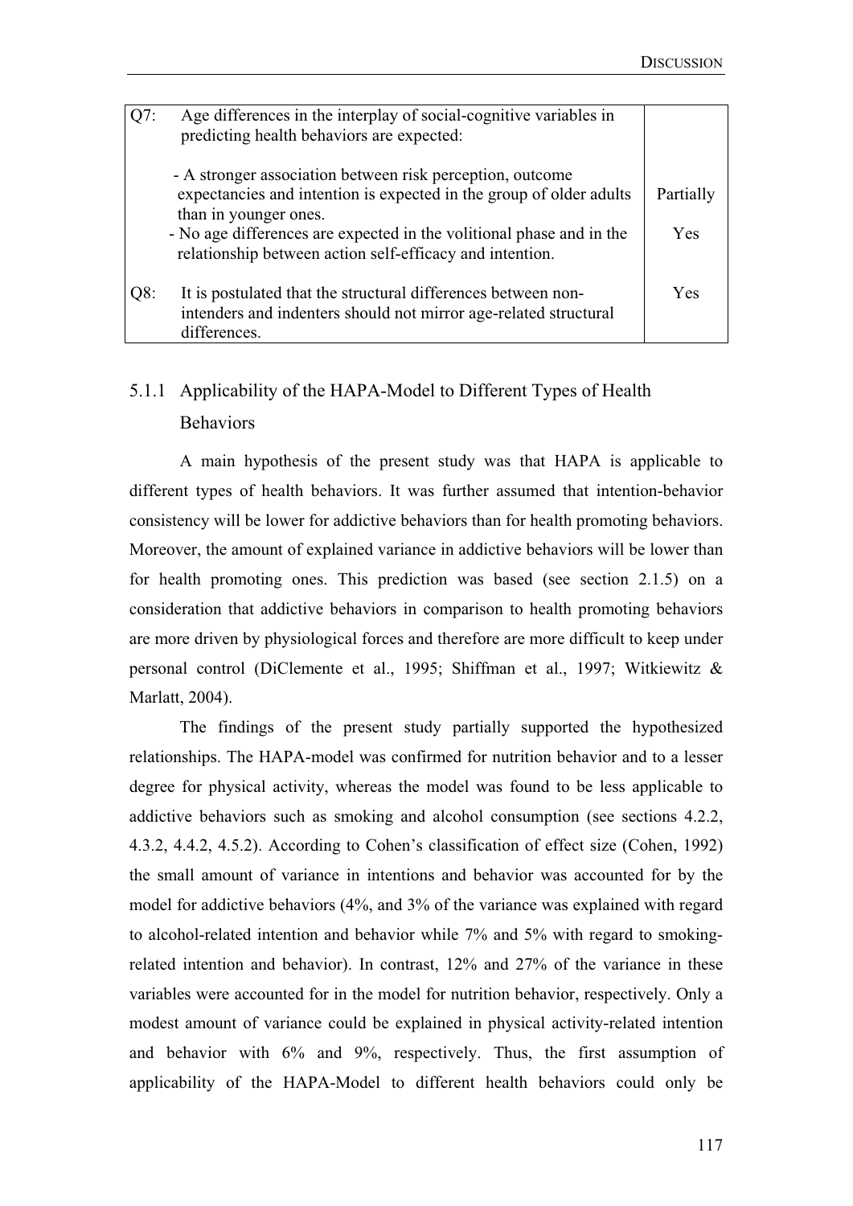| | | |
|---|---|---|
| Q7: | Age differences in the interplay of social-cognitive variables in predicting health behaviors are expected:<br><br>- A stronger association between risk perception, outcome expectancies and intention is expected in the group of older adults than in younger ones.<br>- No age differences are expected in the volitional phase and in the relationship between action self-efficacy and intention. | <br><br>Partially<br><br>Yes |
| Q8: | It is postulated that the structural differences between non-intenders and indenters should not mirror age-related structural differences. | Yes |

### 5.1.1 Applicability of the HAPA-Model to Different Types of Health Behaviors

A main hypothesis of the present study was that HAPA is applicable to different types of health behaviors. It was further assumed that intention-behavior consistency will be lower for addictive behaviors than for health promoting behaviors. Moreover, the amount of explained variance in addictive behaviors will be lower than for health promoting ones. This prediction was based (see section 2.1.5) on a consideration that addictive behaviors in comparison to health promoting behaviors are more driven by physiological forces and therefore are more difficult to keep under personal control (DiClemente et al., 1995; Shiffman et al., 1997; Witkiewitz & Marlatt, 2004).

The findings of the present study partially supported the hypothesized relationships. The HAPA-model was confirmed for nutrition behavior and to a lesser degree for physical activity, whereas the model was found to be less applicable to addictive behaviors such as smoking and alcohol consumption (see sections 4.2.2, 4.3.2, 4.4.2, 4.5.2). According to Cohen's classification of effect size (Cohen, 1992) the small amount of variance in intentions and behavior was accounted for by the model for addictive behaviors (4%, and 3% of the variance was explained with regard to alcohol-related intention and behavior while 7% and 5% with regard to smoking-related intention and behavior). In contrast, 12% and 27% of the variance in these variables were accounted for in the model for nutrition behavior, respectively. Only a modest amount of variance could be explained in physical activity-related intention and behavior with 6% and 9%, respectively. Thus, the first assumption of applicability of the HAPA-Model to different health behaviors could only be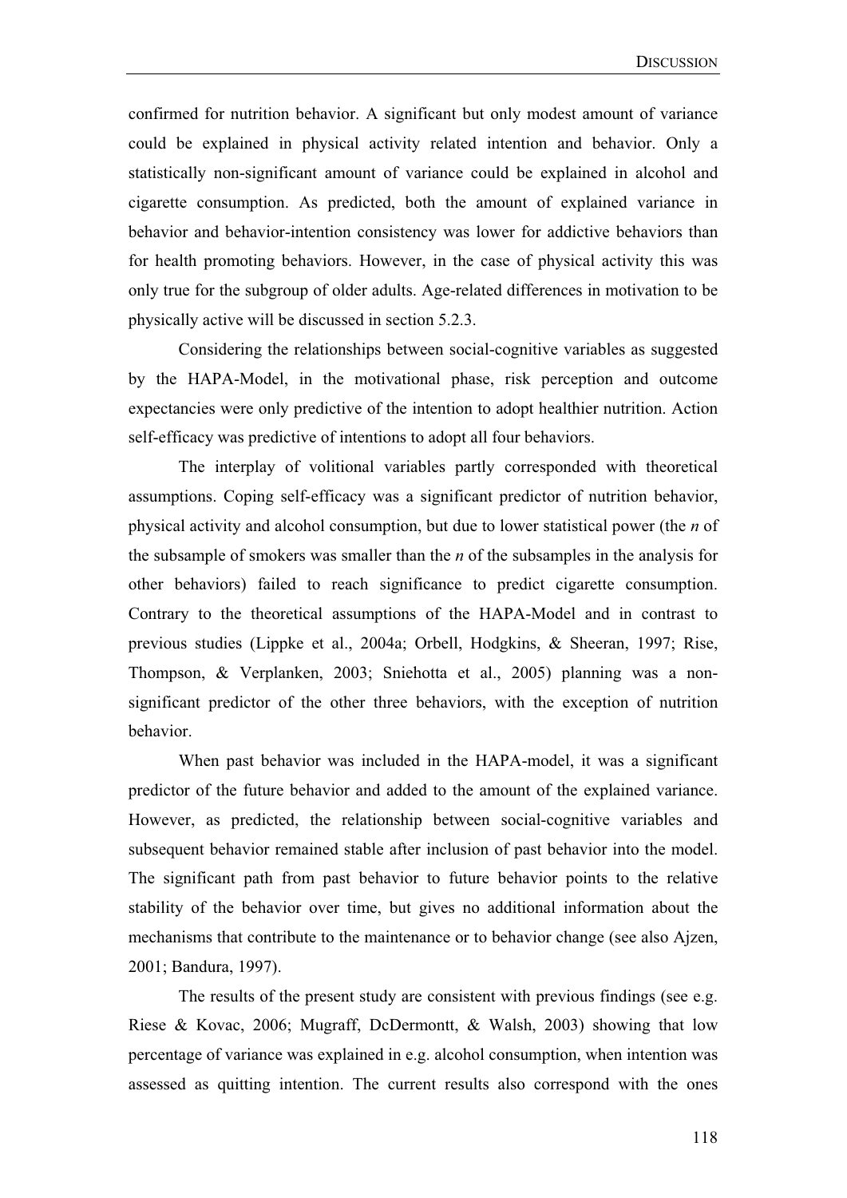confirmed for nutrition behavior. A significant but only modest amount of variance could be explained in physical activity related intention and behavior. Only a statistically non-significant amount of variance could be explained in alcohol and cigarette consumption. As predicted, both the amount of explained variance in behavior and behavior-intention consistency was lower for addictive behaviors than for health promoting behaviors. However, in the case of physical activity this was only true for the subgroup of older adults. Age-related differences in motivation to be physically active will be discussed in section 5.2.3.

Considering the relationships between social-cognitive variables as suggested by the HAPA-Model, in the motivational phase, risk perception and outcome expectancies were only predictive of the intention to adopt healthier nutrition. Action self-efficacy was predictive of intentions to adopt all four behaviors.

The interplay of volitional variables partly corresponded with theoretical assumptions. Coping self-efficacy was a significant predictor of nutrition behavior, physical activity and alcohol consumption, but due to lower statistical power (the *n* of the subsample of smokers was smaller than the *n* of the subsamples in the analysis for other behaviors) failed to reach significance to predict cigarette consumption. Contrary to the theoretical assumptions of the HAPA-Model and in contrast to previous studies (Lippke et al., 2004a; Orbell, Hodgkins, & Sheeran, 1997; Rise, Thompson, & Verplanken, 2003; Sniehotta et al., 2005) planning was a non-significant predictor of the other three behaviors, with the exception of nutrition behavior.

When past behavior was included in the HAPA-model, it was a significant predictor of the future behavior and added to the amount of the explained variance. However, as predicted, the relationship between social-cognitive variables and subsequent behavior remained stable after inclusion of past behavior into the model. The significant path from past behavior to future behavior points to the relative stability of the behavior over time, but gives no additional information about the mechanisms that contribute to the maintenance or to behavior change (see also Ajzen, 2001; Bandura, 1997).

The results of the present study are consistent with previous findings (see e.g. Riese & Kovac, 2006; Mugraff, DcDermontt, & Walsh, 2003) showing that low percentage of variance was explained in e.g. alcohol consumption, when intention was assessed as quitting intention. The current results also correspond with the ones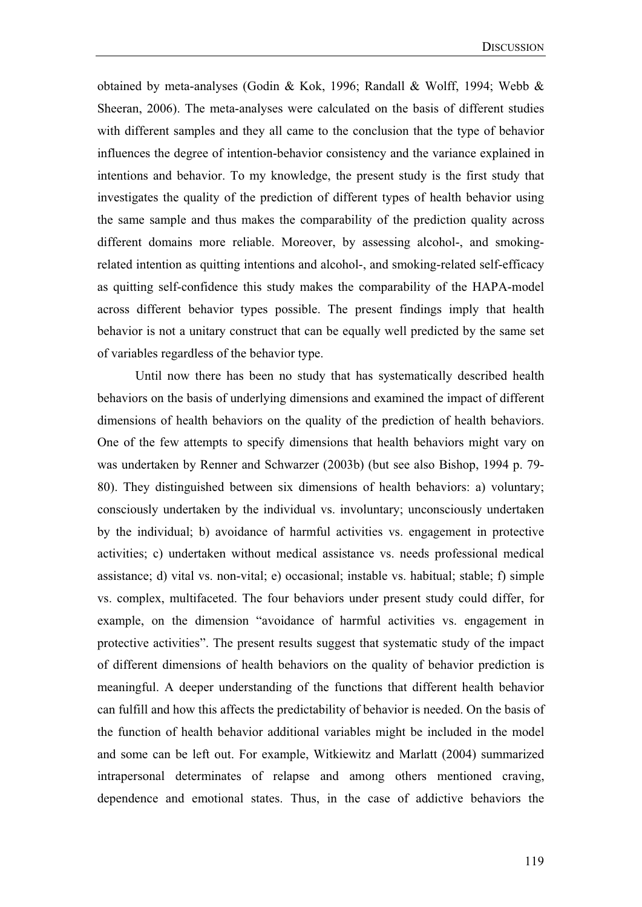obtained by meta-analyses (Godin & Kok, 1996; Randall & Wolff, 1994; Webb & Sheeran, 2006). The meta-analyses were calculated on the basis of different studies with different samples and they all came to the conclusion that the type of behavior influences the degree of intention-behavior consistency and the variance explained in intentions and behavior. To my knowledge, the present study is the first study that investigates the quality of the prediction of different types of health behavior using the same sample and thus makes the comparability of the prediction quality across different domains more reliable. Moreover, by assessing alcohol-, and smoking-related intention as quitting intentions and alcohol-, and smoking-related self-efficacy as quitting self-confidence this study makes the comparability of the HAPA-model across different behavior types possible. The present findings imply that health behavior is not a unitary construct that can be equally well predicted by the same set of variables regardless of the behavior type.

Until now there has been no study that has systematically described health behaviors on the basis of underlying dimensions and examined the impact of different dimensions of health behaviors on the quality of the prediction of health behaviors. One of the few attempts to specify dimensions that health behaviors might vary on was undertaken by Renner and Schwarzer (2003b) (but see also Bishop, 1994 p. 79-80). They distinguished between six dimensions of health behaviors: a) voluntary; consciously undertaken by the individual vs. involuntary; unconsciously undertaken by the individual; b) avoidance of harmful activities vs. engagement in protective activities; c) undertaken without medical assistance vs. needs professional medical assistance; d) vital vs. non-vital; e) occasional; instable vs. habitual; stable; f) simple vs. complex, multifaceted. The four behaviors under present study could differ, for example, on the dimension "avoidance of harmful activities vs. engagement in protective activities". The present results suggest that systematic study of the impact of different dimensions of health behaviors on the quality of behavior prediction is meaningful. A deeper understanding of the functions that different health behavior can fulfill and how this affects the predictability of behavior is needed. On the basis of the function of health behavior additional variables might be included in the model and some can be left out. For example, Witkiewitz and Marlatt (2004) summarized intrapersonal determinates of relapse and among others mentioned craving, dependence and emotional states. Thus, in the case of addictive behaviors the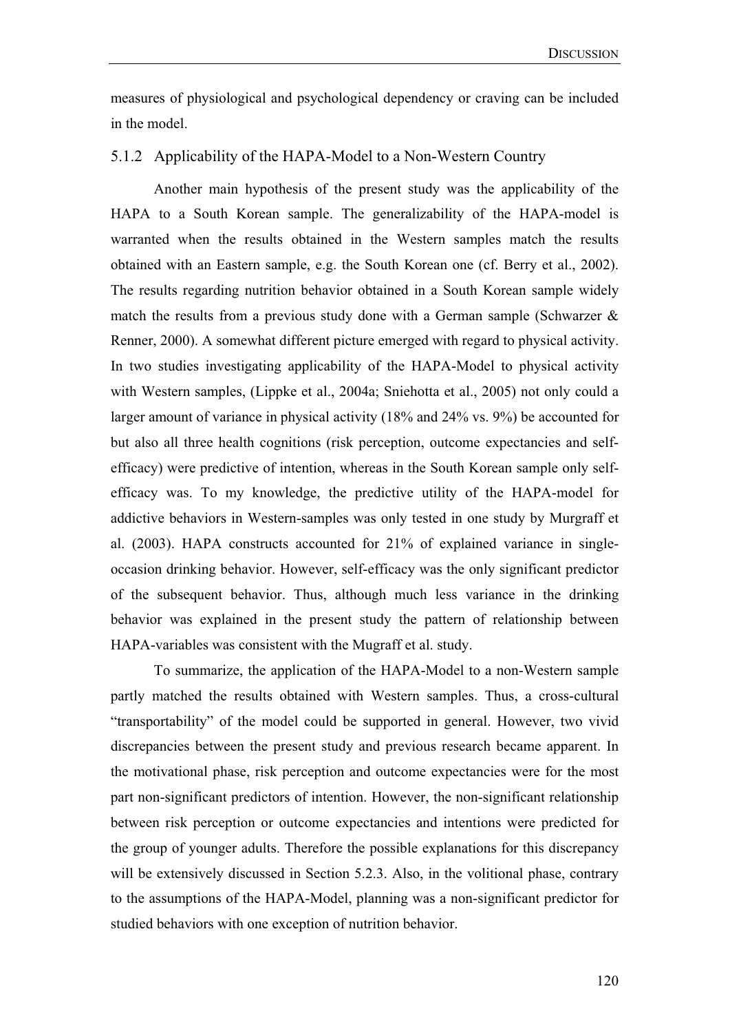measures of physiological and psychological dependency or craving can be included in the model.

### 5.1.2 Applicability of the HAPA-Model to a Non-Western Country

Another main hypothesis of the present study was the applicability of the HAPA to a South Korean sample. The generalizability of the HAPA-model is warranted when the results obtained in the Western samples match the results obtained with an Eastern sample, e.g. the South Korean one (cf. Berry et al., 2002). The results regarding nutrition behavior obtained in a South Korean sample widely match the results from a previous study done with a German sample (Schwarzer & Renner, 2000). A somewhat different picture emerged with regard to physical activity. In two studies investigating applicability of the HAPA-Model to physical activity with Western samples, (Lippke et al., 2004a; Sniehotta et al., 2005) not only could a larger amount of variance in physical activity (18% and 24% vs. 9%) be accounted for but also all three health cognitions (risk perception, outcome expectancies and self-efficacy) were predictive of intention, whereas in the South Korean sample only self-efficacy was. To my knowledge, the predictive utility of the HAPA-model for addictive behaviors in Western-samples was only tested in one study by Murgraff et al. (2003). HAPA constructs accounted for 21% of explained variance in single-occasion drinking behavior. However, self-efficacy was the only significant predictor of the subsequent behavior. Thus, although much less variance in the drinking behavior was explained in the present study the pattern of relationship between HAPA-variables was consistent with the Mugraff et al. study.

To summarize, the application of the HAPA-Model to a non-Western sample partly matched the results obtained with Western samples. Thus, a cross-cultural "transportability" of the model could be supported in general. However, two vivid discrepancies between the present study and previous research became apparent. In the motivational phase, risk perception and outcome expectancies were for the most part non-significant predictors of intention. However, the non-significant relationship between risk perception or outcome expectancies and intentions were predicted for the group of younger adults. Therefore the possible explanations for this discrepancy will be extensively discussed in Section 5.2.3. Also, in the volitional phase, contrary to the assumptions of the HAPA-Model, planning was a non-significant predictor for studied behaviors with one exception of nutrition behavior.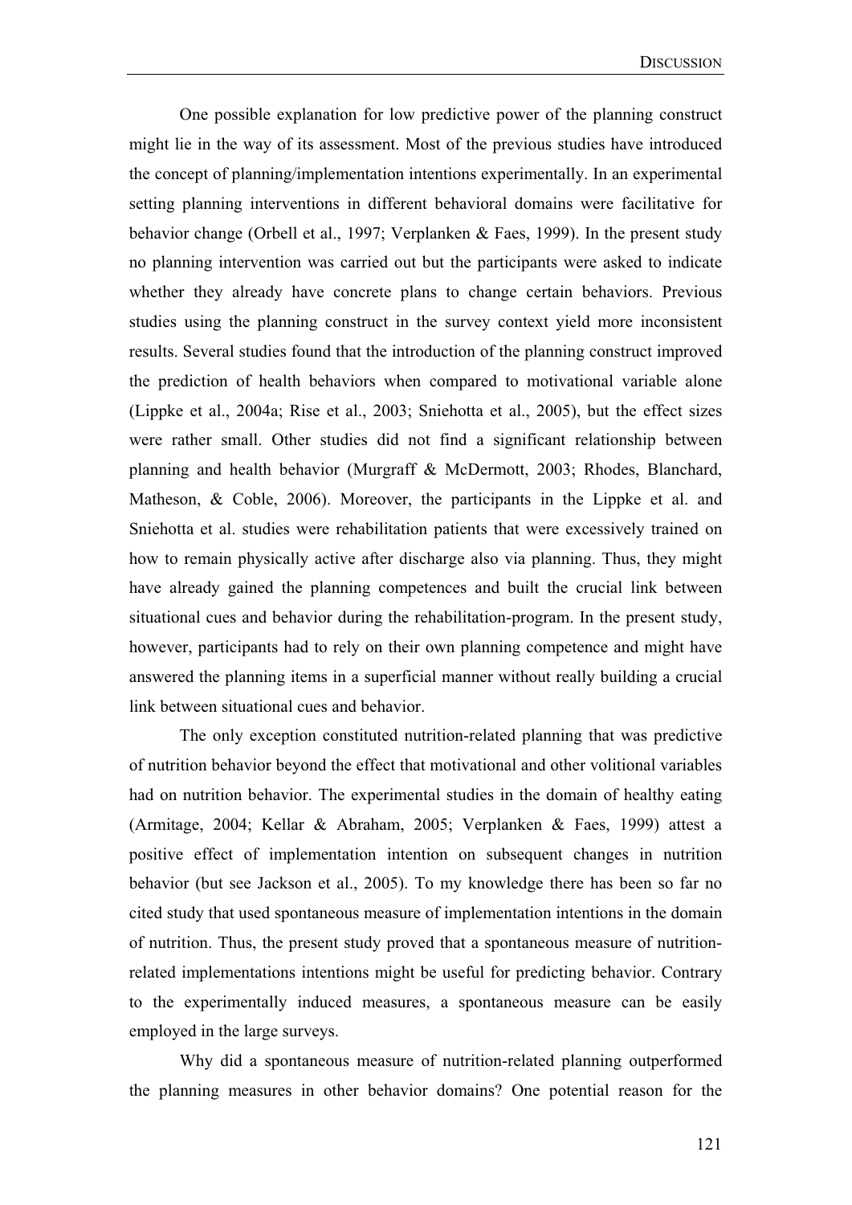One possible explanation for low predictive power of the planning construct might lie in the way of its assessment. Most of the previous studies have introduced the concept of planning/implementation intentions experimentally. In an experimental setting planning interventions in different behavioral domains were facilitative for behavior change (Orbell et al., 1997; Verplanken & Faes, 1999). In the present study no planning intervention was carried out but the participants were asked to indicate whether they already have concrete plans to change certain behaviors. Previous studies using the planning construct in the survey context yield more inconsistent results. Several studies found that the introduction of the planning construct improved the prediction of health behaviors when compared to motivational variable alone (Lippke et al., 2004a; Rise et al., 2003; Sniehotta et al., 2005), but the effect sizes were rather small. Other studies did not find a significant relationship between planning and health behavior (Murgraff & McDermott, 2003; Rhodes, Blanchard, Matheson, & Coble, 2006). Moreover, the participants in the Lippke et al. and Sniehotta et al. studies were rehabilitation patients that were excessively trained on how to remain physically active after discharge also via planning. Thus, they might have already gained the planning competences and built the crucial link between situational cues and behavior during the rehabilitation-program. In the present study, however, participants had to rely on their own planning competence and might have answered the planning items in a superficial manner without really building a crucial link between situational cues and behavior.

The only exception constituted nutrition-related planning that was predictive of nutrition behavior beyond the effect that motivational and other volitional variables had on nutrition behavior. The experimental studies in the domain of healthy eating (Armitage, 2004; Kellar & Abraham, 2005; Verplanken & Faes, 1999) attest a positive effect of implementation intention on subsequent changes in nutrition behavior (but see Jackson et al., 2005). To my knowledge there has been so far no cited study that used spontaneous measure of implementation intentions in the domain of nutrition. Thus, the present study proved that a spontaneous measure of nutrition-related implementations intentions might be useful for predicting behavior. Contrary to the experimentally induced measures, a spontaneous measure can be easily employed in the large surveys.

Why did a spontaneous measure of nutrition-related planning outperformed the planning measures in other behavior domains? One potential reason for the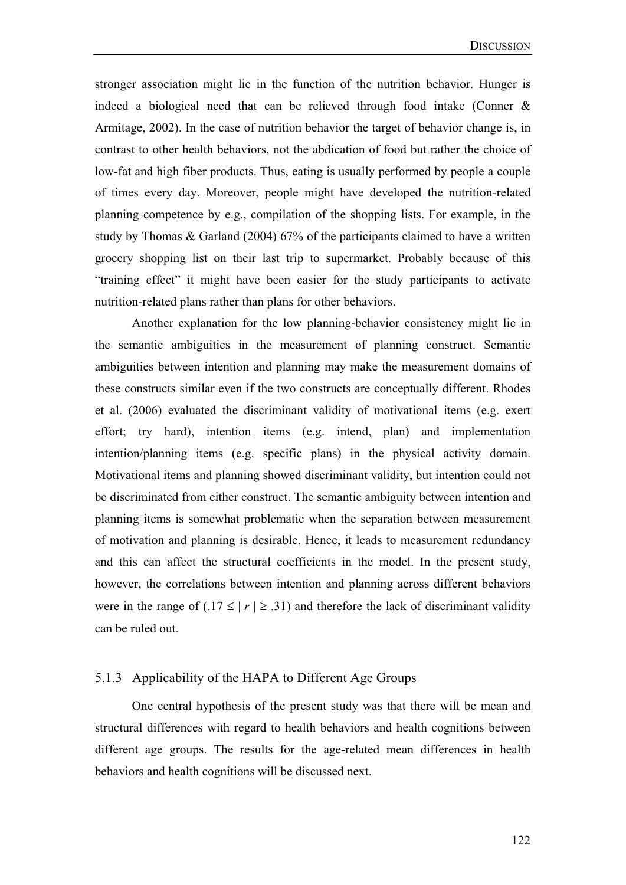stronger association might lie in the function of the nutrition behavior. Hunger is indeed a biological need that can be relieved through food intake (Conner & Armitage, 2002). In the case of nutrition behavior the target of behavior change is, in contrast to other health behaviors, not the abdication of food but rather the choice of low-fat and high fiber products. Thus, eating is usually performed by people a couple of times every day. Moreover, people might have developed the nutrition-related planning competence by e.g., compilation of the shopping lists. For example, in the study by Thomas & Garland (2004) 67% of the participants claimed to have a written grocery shopping list on their last trip to supermarket. Probably because of this "training effect" it might have been easier for the study participants to activate nutrition-related plans rather than plans for other behaviors.

Another explanation for the low planning-behavior consistency might lie in the semantic ambiguities in the measurement of planning construct. Semantic ambiguities between intention and planning may make the measurement domains of these constructs similar even if the two constructs are conceptually different. Rhodes et al. (2006) evaluated the discriminant validity of motivational items (e.g. exert effort; try hard), intention items (e.g. intend, plan) and implementation intention/planning items (e.g. specific plans) in the physical activity domain. Motivational items and planning showed discriminant validity, but intention could not be discriminated from either construct. The semantic ambiguity between intention and planning items is somewhat problematic when the separation between measurement of motivation and planning is desirable. Hence, it leads to measurement redundancy and this can affect the structural coefficients in the model. In the present study, however, the correlations between intention and planning across different behaviors were in the range of ($.17 \leq | r | \geq .31$) and therefore the lack of discriminant validity can be ruled out.

### 5.1.3 Applicability of the HAPA to Different Age Groups

One central hypothesis of the present study was that there will be mean and structural differences with regard to health behaviors and health cognitions between different age groups. The results for the age-related mean differences in health behaviors and health cognitions will be discussed next.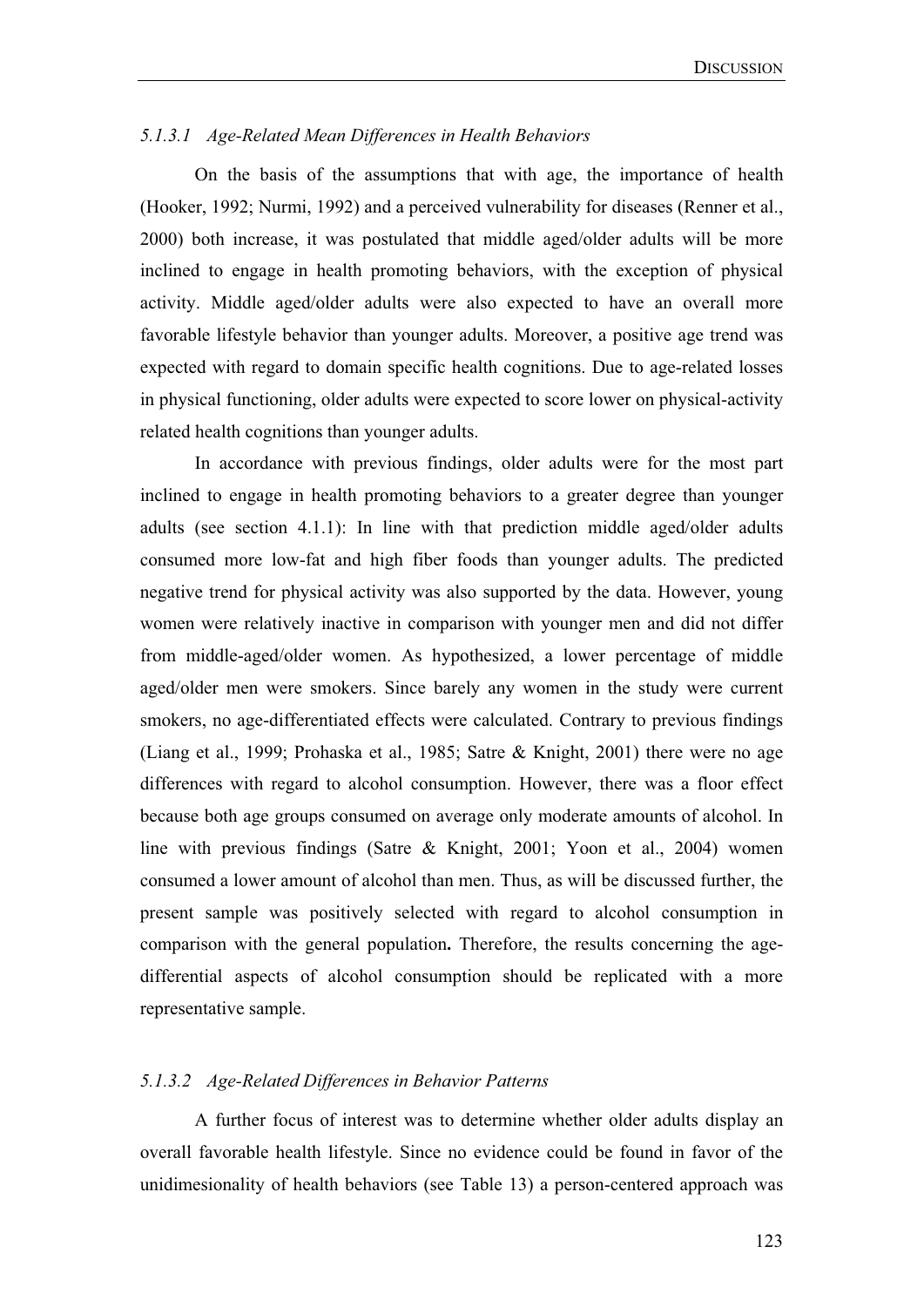#### *5.1.3.1 Age-Related Mean Differences in Health Behaviors*

On the basis of the assumptions that with age, the importance of health (Hooker, 1992; Nurmi, 1992) and a perceived vulnerability for diseases (Renner et al., 2000) both increase, it was postulated that middle aged/older adults will be more inclined to engage in health promoting behaviors, with the exception of physical activity. Middle aged/older adults were also expected to have an overall more favorable lifestyle behavior than younger adults. Moreover, a positive age trend was expected with regard to domain specific health cognitions. Due to age-related losses in physical functioning, older adults were expected to score lower on physical-activity related health cognitions than younger adults.

In accordance with previous findings, older adults were for the most part inclined to engage in health promoting behaviors to a greater degree than younger adults (see section 4.1.1): In line with that prediction middle aged/older adults consumed more low-fat and high fiber foods than younger adults. The predicted negative trend for physical activity was also supported by the data. However, young women were relatively inactive in comparison with younger men and did not differ from middle-aged/older women. As hypothesized, a lower percentage of middle aged/older men were smokers. Since barely any women in the study were current smokers, no age-differentiated effects were calculated. Contrary to previous findings (Liang et al., 1999; Prohaska et al., 1985; Satre & Knight, 2001) there were no age differences with regard to alcohol consumption. However, there was a floor effect because both age groups consumed on average only moderate amounts of alcohol. In line with previous findings (Satre & Knight, 2001; Yoon et al., 2004) women consumed a lower amount of alcohol than men. Thus, as will be discussed further, the present sample was positively selected with regard to alcohol consumption in comparison with the general population**.** Therefore, the results concerning the age-differential aspects of alcohol consumption should be replicated with a more representative sample.

#### *5.1.3.2 Age-Related Differences in Behavior Patterns*

A further focus of interest was to determine whether older adults display an overall favorable health lifestyle. Since no evidence could be found in favor of the unidimesionality of health behaviors (see Table 13) a person-centered approach was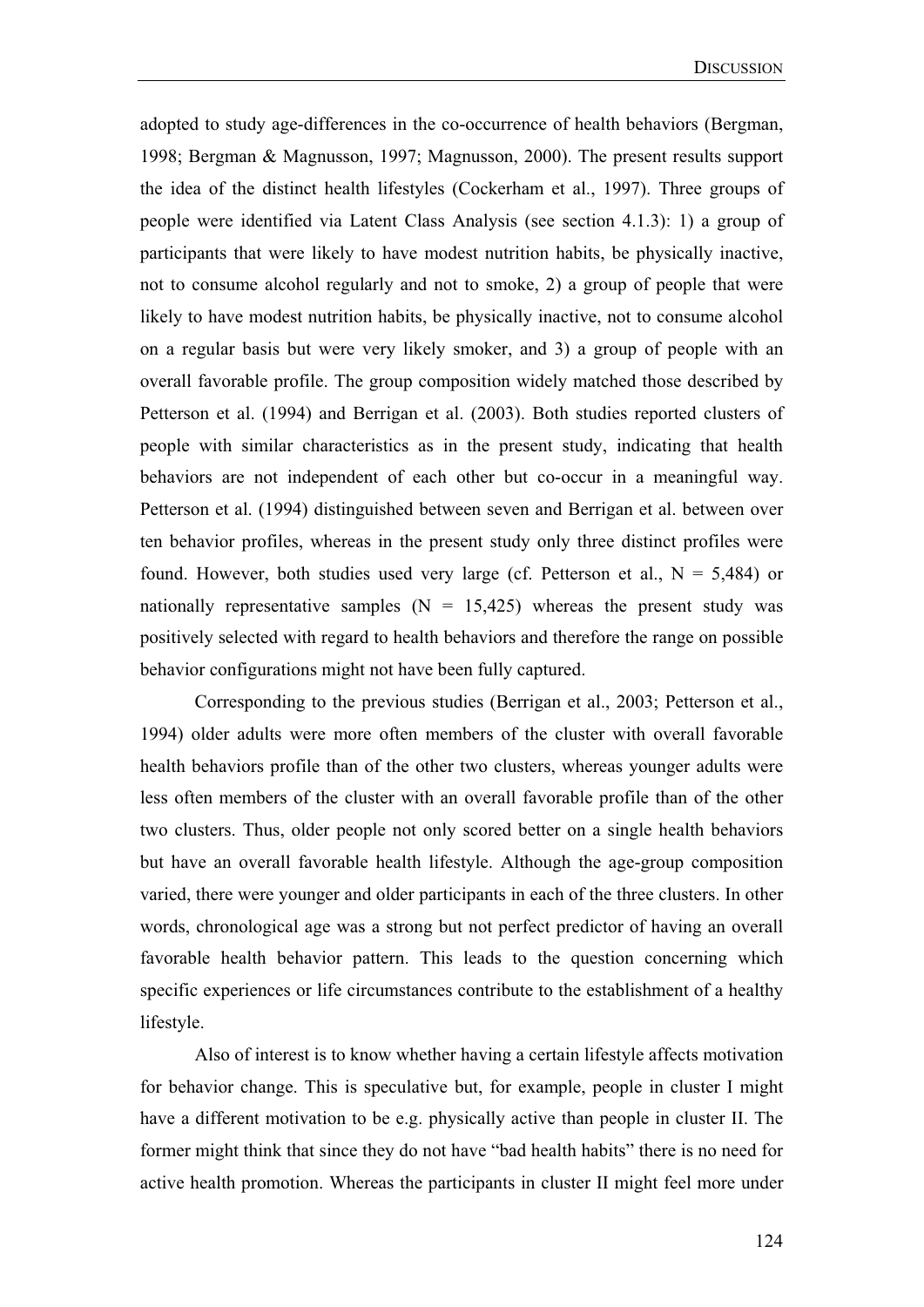adopted to study age-differences in the co-occurrence of health behaviors (Bergman, 1998; Bergman & Magnusson, 1997; Magnusson, 2000). The present results support the idea of the distinct health lifestyles (Cockerham et al., 1997). Three groups of people were identified via Latent Class Analysis (see section 4.1.3): 1) a group of participants that were likely to have modest nutrition habits, be physically inactive, not to consume alcohol regularly and not to smoke, 2) a group of people that were likely to have modest nutrition habits, be physically inactive, not to consume alcohol on a regular basis but were very likely smoker, and 3) a group of people with an overall favorable profile. The group composition widely matched those described by Petterson et al. (1994) and Berrigan et al. (2003). Both studies reported clusters of people with similar characteristics as in the present study, indicating that health behaviors are not independent of each other but co-occur in a meaningful way. Petterson et al. (1994) distinguished between seven and Berrigan et al. between over ten behavior profiles, whereas in the present study only three distinct profiles were found. However, both studies used very large (cf. Petterson et al., N = 5,484) or nationally representative samples (N = 15,425) whereas the present study was positively selected with regard to health behaviors and therefore the range on possible behavior configurations might not have been fully captured.

Corresponding to the previous studies (Berrigan et al., 2003; Petterson et al., 1994) older adults were more often members of the cluster with overall favorable health behaviors profile than of the other two clusters, whereas younger adults were less often members of the cluster with an overall favorable profile than of the other two clusters. Thus, older people not only scored better on a single health behaviors but have an overall favorable health lifestyle. Although the age-group composition varied, there were younger and older participants in each of the three clusters. In other words, chronological age was a strong but not perfect predictor of having an overall favorable health behavior pattern. This leads to the question concerning which specific experiences or life circumstances contribute to the establishment of a healthy lifestyle.

Also of interest is to know whether having a certain lifestyle affects motivation for behavior change. This is speculative but, for example, people in cluster I might have a different motivation to be e.g. physically active than people in cluster II. The former might think that since they do not have "bad health habits" there is no need for active health promotion. Whereas the participants in cluster II might feel more under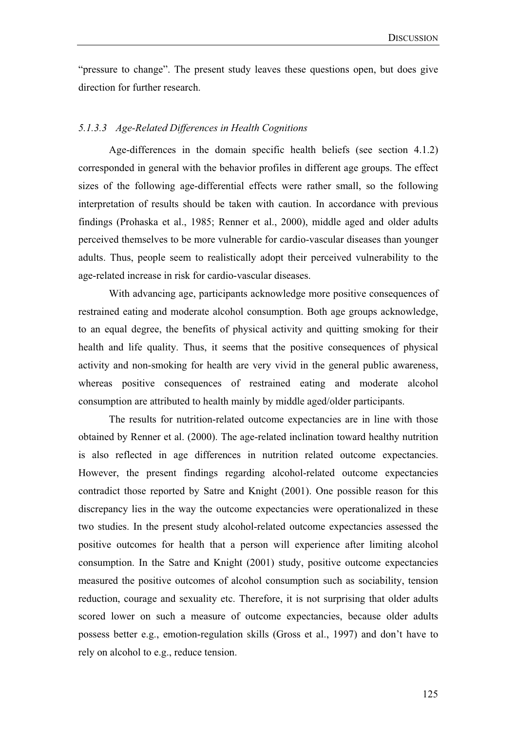"pressure to change". The present study leaves these questions open, but does give direction for further research.

#### *5.1.3.3 Age-Related Differences in Health Cognitions*

Age-differences in the domain specific health beliefs (see section 4.1.2) corresponded in general with the behavior profiles in different age groups. The effect sizes of the following age-differential effects were rather small, so the following interpretation of results should be taken with caution. In accordance with previous findings (Prohaska et al., 1985; Renner et al., 2000), middle aged and older adults perceived themselves to be more vulnerable for cardio-vascular diseases than younger adults. Thus, people seem to realistically adopt their perceived vulnerability to the age-related increase in risk for cardio-vascular diseases.

With advancing age, participants acknowledge more positive consequences of restrained eating and moderate alcohol consumption. Both age groups acknowledge, to an equal degree, the benefits of physical activity and quitting smoking for their health and life quality. Thus, it seems that the positive consequences of physical activity and non-smoking for health are very vivid in the general public awareness, whereas positive consequences of restrained eating and moderate alcohol consumption are attributed to health mainly by middle aged/older participants.

The results for nutrition-related outcome expectancies are in line with those obtained by Renner et al. (2000). The age-related inclination toward healthy nutrition is also reflected in age differences in nutrition related outcome expectancies. However, the present findings regarding alcohol-related outcome expectancies contradict those reported by Satre and Knight (2001). One possible reason for this discrepancy lies in the way the outcome expectancies were operationalized in these two studies. In the present study alcohol-related outcome expectancies assessed the positive outcomes for health that a person will experience after limiting alcohol consumption. In the Satre and Knight (2001) study, positive outcome expectancies measured the positive outcomes of alcohol consumption such as sociability, tension reduction, courage and sexuality etc. Therefore, it is not surprising that older adults scored lower on such a measure of outcome expectancies, because older adults possess better e.g., emotion-regulation skills (Gross et al., 1997) and don't have to rely on alcohol to e.g., reduce tension.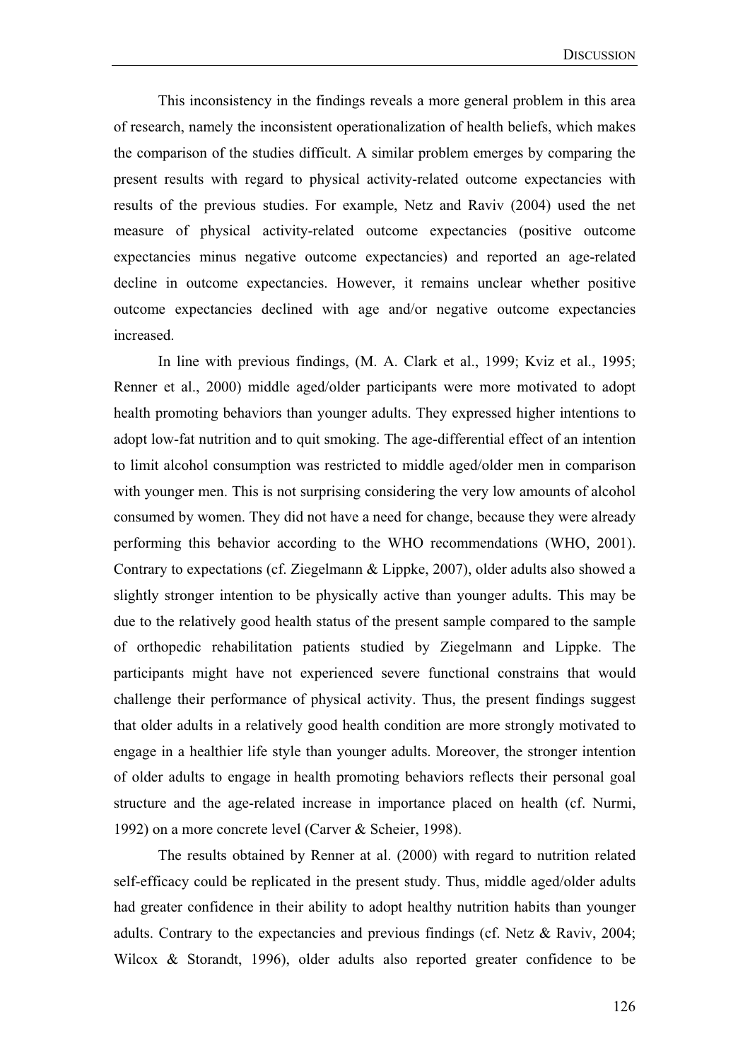This inconsistency in the findings reveals a more general problem in this area of research, namely the inconsistent operationalization of health beliefs, which makes the comparison of the studies difficult. A similar problem emerges by comparing the present results with regard to physical activity-related outcome expectancies with results of the previous studies. For example, Netz and Raviv (2004) used the net measure of physical activity-related outcome expectancies (positive outcome expectancies minus negative outcome expectancies) and reported an age-related decline in outcome expectancies. However, it remains unclear whether positive outcome expectancies declined with age and/or negative outcome expectancies increased.

In line with previous findings, (M. A. Clark et al., 1999; Kviz et al., 1995; Renner et al., 2000) middle aged/older participants were more motivated to adopt health promoting behaviors than younger adults. They expressed higher intentions to adopt low-fat nutrition and to quit smoking. The age-differential effect of an intention to limit alcohol consumption was restricted to middle aged/older men in comparison with younger men. This is not surprising considering the very low amounts of alcohol consumed by women. They did not have a need for change, because they were already performing this behavior according to the WHO recommendations (WHO, 2001). Contrary to expectations (cf. Ziegelmann & Lippke, 2007), older adults also showed a slightly stronger intention to be physically active than younger adults. This may be due to the relatively good health status of the present sample compared to the sample of orthopedic rehabilitation patients studied by Ziegelmann and Lippke. The participants might have not experienced severe functional constrains that would challenge their performance of physical activity. Thus, the present findings suggest that older adults in a relatively good health condition are more strongly motivated to engage in a healthier life style than younger adults. Moreover, the stronger intention of older adults to engage in health promoting behaviors reflects their personal goal structure and the age-related increase in importance placed on health (cf. Nurmi, 1992) on a more concrete level (Carver & Scheier, 1998).

The results obtained by Renner at al. (2000) with regard to nutrition related self-efficacy could be replicated in the present study. Thus, middle aged/older adults had greater confidence in their ability to adopt healthy nutrition habits than younger adults. Contrary to the expectancies and previous findings (cf. Netz & Raviv, 2004; Wilcox & Storandt, 1996), older adults also reported greater confidence to be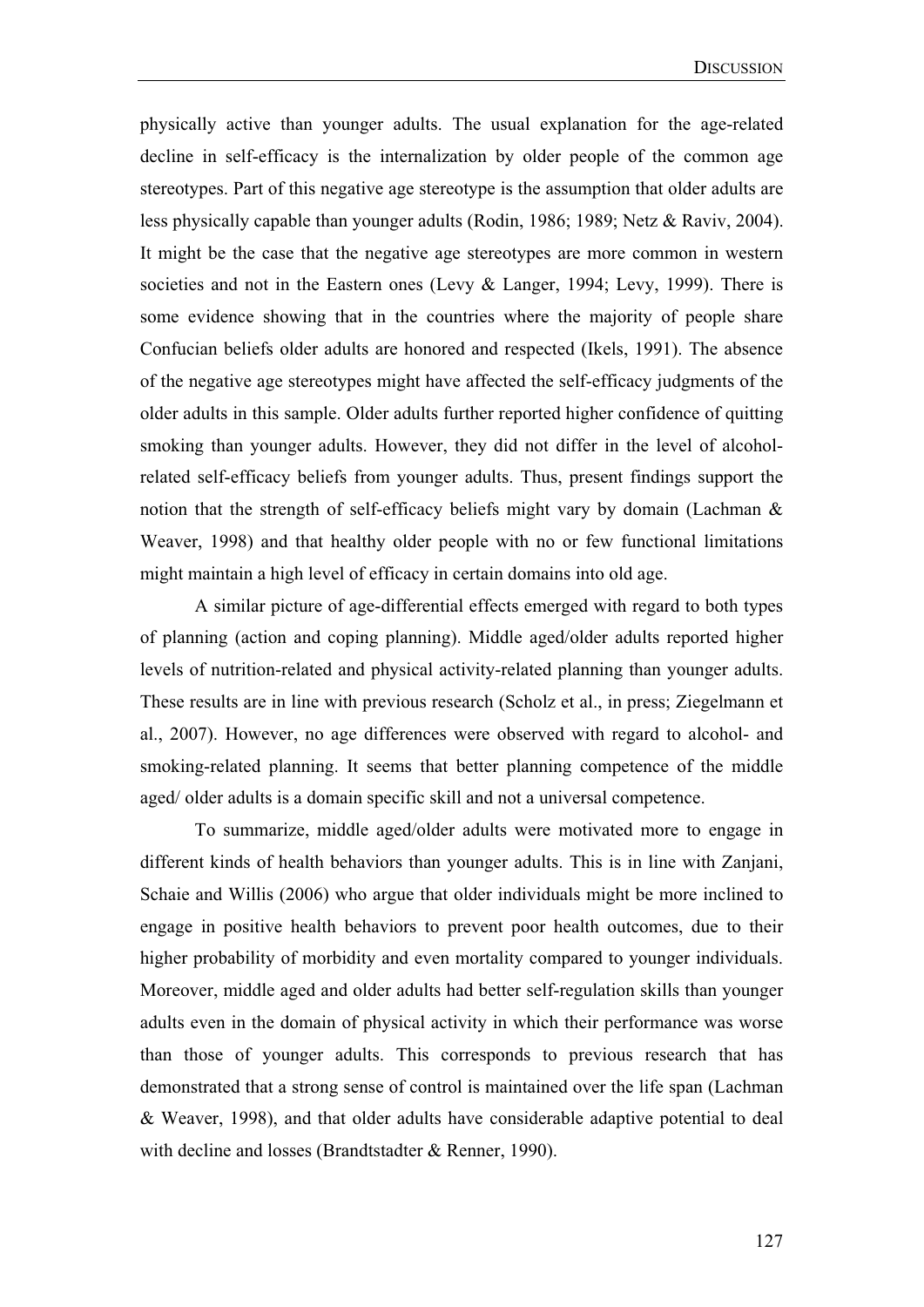physically active than younger adults. The usual explanation for the age-related decline in self-efficacy is the internalization by older people of the common age stereotypes. Part of this negative age stereotype is the assumption that older adults are less physically capable than younger adults (Rodin, 1986; 1989; Netz & Raviv, 2004). It might be the case that the negative age stereotypes are more common in western societies and not in the Eastern ones (Levy & Langer, 1994; Levy, 1999). There is some evidence showing that in the countries where the majority of people share Confucian beliefs older adults are honored and respected (Ikels, 1991). The absence of the negative age stereotypes might have affected the self-efficacy judgments of the older adults in this sample. Older adults further reported higher confidence of quitting smoking than younger adults. However, they did not differ in the level of alcohol-related self-efficacy beliefs from younger adults. Thus, present findings support the notion that the strength of self-efficacy beliefs might vary by domain (Lachman & Weaver, 1998) and that healthy older people with no or few functional limitations might maintain a high level of efficacy in certain domains into old age.

A similar picture of age-differential effects emerged with regard to both types of planning (action and coping planning). Middle aged/older adults reported higher levels of nutrition-related and physical activity-related planning than younger adults. These results are in line with previous research (Scholz et al., in press; Ziegelmann et al., 2007). However, no age differences were observed with regard to alcohol- and smoking-related planning. It seems that better planning competence of the middle aged/ older adults is a domain specific skill and not a universal competence.

To summarize, middle aged/older adults were motivated more to engage in different kinds of health behaviors than younger adults. This is in line with Zanjani, Schaie and Willis (2006) who argue that older individuals might be more inclined to engage in positive health behaviors to prevent poor health outcomes, due to their higher probability of morbidity and even mortality compared to younger individuals. Moreover, middle aged and older adults had better self-regulation skills than younger adults even in the domain of physical activity in which their performance was worse than those of younger adults. This corresponds to previous research that has demonstrated that a strong sense of control is maintained over the life span (Lachman & Weaver, 1998), and that older adults have considerable adaptive potential to deal with decline and losses (Brandtstadter & Renner, 1990).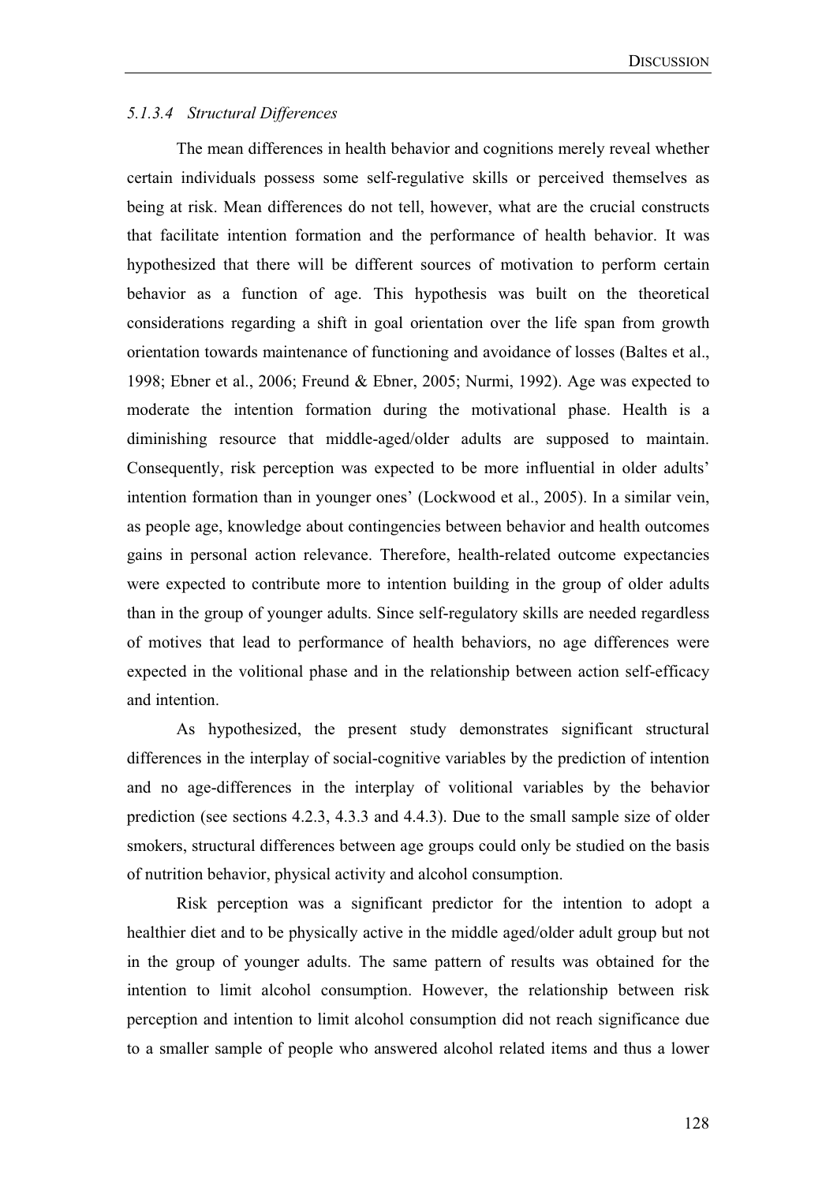#### *5.1.3.4 Structural Differences*

The mean differences in health behavior and cognitions merely reveal whether certain individuals possess some self-regulative skills or perceived themselves as being at risk. Mean differences do not tell, however, what are the crucial constructs that facilitate intention formation and the performance of health behavior. It was hypothesized that there will be different sources of motivation to perform certain behavior as a function of age. This hypothesis was built on the theoretical considerations regarding a shift in goal orientation over the life span from growth orientation towards maintenance of functioning and avoidance of losses (Baltes et al., 1998; Ebner et al., 2006; Freund & Ebner, 2005; Nurmi, 1992). Age was expected to moderate the intention formation during the motivational phase. Health is a diminishing resource that middle-aged/older adults are supposed to maintain. Consequently, risk perception was expected to be more influential in older adults' intention formation than in younger ones' (Lockwood et al., 2005). In a similar vein, as people age, knowledge about contingencies between behavior and health outcomes gains in personal action relevance. Therefore, health-related outcome expectancies were expected to contribute more to intention building in the group of older adults than in the group of younger adults. Since self-regulatory skills are needed regardless of motives that lead to performance of health behaviors, no age differences were expected in the volitional phase and in the relationship between action self-efficacy and intention.

As hypothesized, the present study demonstrates significant structural differences in the interplay of social-cognitive variables by the prediction of intention and no age-differences in the interplay of volitional variables by the behavior prediction (see sections 4.2.3, 4.3.3 and 4.4.3). Due to the small sample size of older smokers, structural differences between age groups could only be studied on the basis of nutrition behavior, physical activity and alcohol consumption.

Risk perception was a significant predictor for the intention to adopt a healthier diet and to be physically active in the middle aged/older adult group but not in the group of younger adults. The same pattern of results was obtained for the intention to limit alcohol consumption. However, the relationship between risk perception and intention to limit alcohol consumption did not reach significance due to a smaller sample of people who answered alcohol related items and thus a lower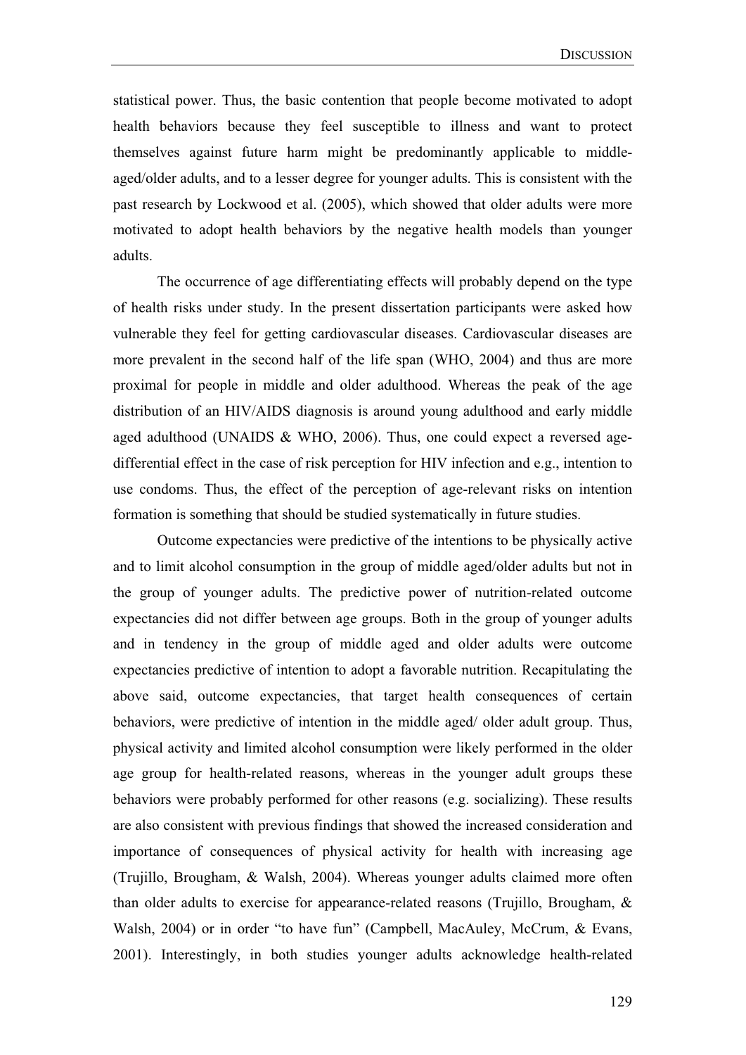statistical power. Thus, the basic contention that people become motivated to adopt health behaviors because they feel susceptible to illness and want to protect themselves against future harm might be predominantly applicable to middle-aged/older adults, and to a lesser degree for younger adults. This is consistent with the past research by Lockwood et al. (2005), which showed that older adults were more motivated to adopt health behaviors by the negative health models than younger adults.

The occurrence of age differentiating effects will probably depend on the type of health risks under study. In the present dissertation participants were asked how vulnerable they feel for getting cardiovascular diseases. Cardiovascular diseases are more prevalent in the second half of the life span (WHO, 2004) and thus are more proximal for people in middle and older adulthood. Whereas the peak of the age distribution of an HIV/AIDS diagnosis is around young adulthood and early middle aged adulthood (UNAIDS & WHO, 2006). Thus, one could expect a reversed age-differential effect in the case of risk perception for HIV infection and e.g., intention to use condoms. Thus, the effect of the perception of age-relevant risks on intention formation is something that should be studied systematically in future studies.

Outcome expectancies were predictive of the intentions to be physically active and to limit alcohol consumption in the group of middle aged/older adults but not in the group of younger adults. The predictive power of nutrition-related outcome expectancies did not differ between age groups. Both in the group of younger adults and in tendency in the group of middle aged and older adults were outcome expectancies predictive of intention to adopt a favorable nutrition. Recapitulating the above said, outcome expectancies, that target health consequences of certain behaviors, were predictive of intention in the middle aged/ older adult group. Thus, physical activity and limited alcohol consumption were likely performed in the older age group for health-related reasons, whereas in the younger adult groups these behaviors were probably performed for other reasons (e.g. socializing). These results are also consistent with previous findings that showed the increased consideration and importance of consequences of physical activity for health with increasing age (Trujillo, Brougham, & Walsh, 2004). Whereas younger adults claimed more often than older adults to exercise for appearance-related reasons (Trujillo, Brougham, & Walsh, 2004) or in order "to have fun" (Campbell, MacAuley, McCrum, & Evans, 2001). Interestingly, in both studies younger adults acknowledge health-related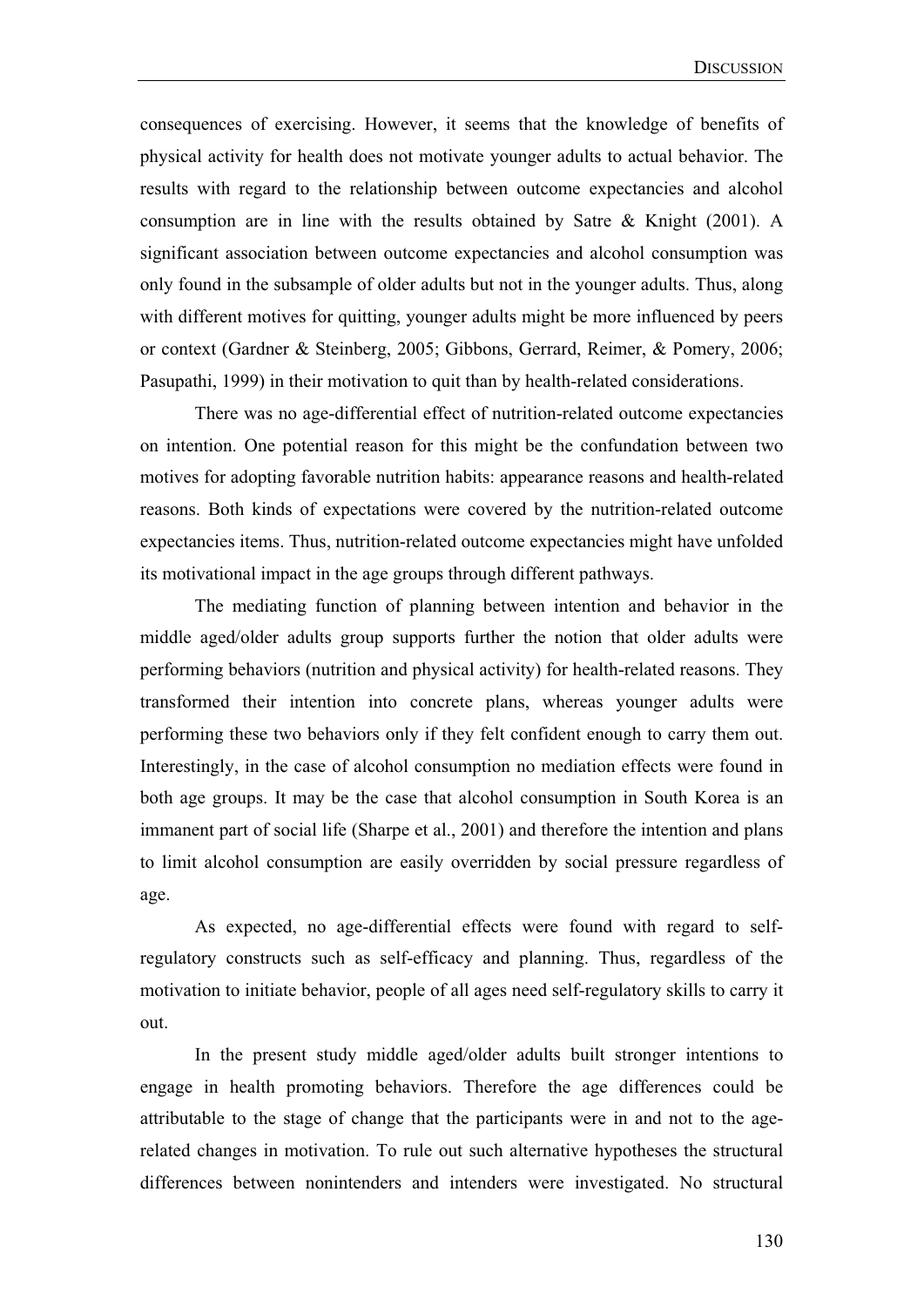consequences of exercising. However, it seems that the knowledge of benefits of physical activity for health does not motivate younger adults to actual behavior. The results with regard to the relationship between outcome expectancies and alcohol consumption are in line with the results obtained by Satre & Knight (2001). A significant association between outcome expectancies and alcohol consumption was only found in the subsample of older adults but not in the younger adults. Thus, along with different motives for quitting, younger adults might be more influenced by peers or context (Gardner & Steinberg, 2005; Gibbons, Gerrard, Reimer, & Pomery, 2006; Pasupathi, 1999) in their motivation to quit than by health-related considerations.

There was no age-differential effect of nutrition-related outcome expectancies on intention. One potential reason for this might be the confundation between two motives for adopting favorable nutrition habits: appearance reasons and health-related reasons. Both kinds of expectations were covered by the nutrition-related outcome expectancies items. Thus, nutrition-related outcome expectancies might have unfolded its motivational impact in the age groups through different pathways.

The mediating function of planning between intention and behavior in the middle aged/older adults group supports further the notion that older adults were performing behaviors (nutrition and physical activity) for health-related reasons. They transformed their intention into concrete plans, whereas younger adults were performing these two behaviors only if they felt confident enough to carry them out. Interestingly, in the case of alcohol consumption no mediation effects were found in both age groups. It may be the case that alcohol consumption in South Korea is an immanent part of social life (Sharpe et al., 2001) and therefore the intention and plans to limit alcohol consumption are easily overridden by social pressure regardless of age.

As expected, no age-differential effects were found with regard to self-regulatory constructs such as self-efficacy and planning. Thus, regardless of the motivation to initiate behavior, people of all ages need self-regulatory skills to carry it out.

In the present study middle aged/older adults built stronger intentions to engage in health promoting behaviors. Therefore the age differences could be attributable to the stage of change that the participants were in and not to the age-related changes in motivation. To rule out such alternative hypotheses the structural differences between nonintenders and intenders were investigated. No structural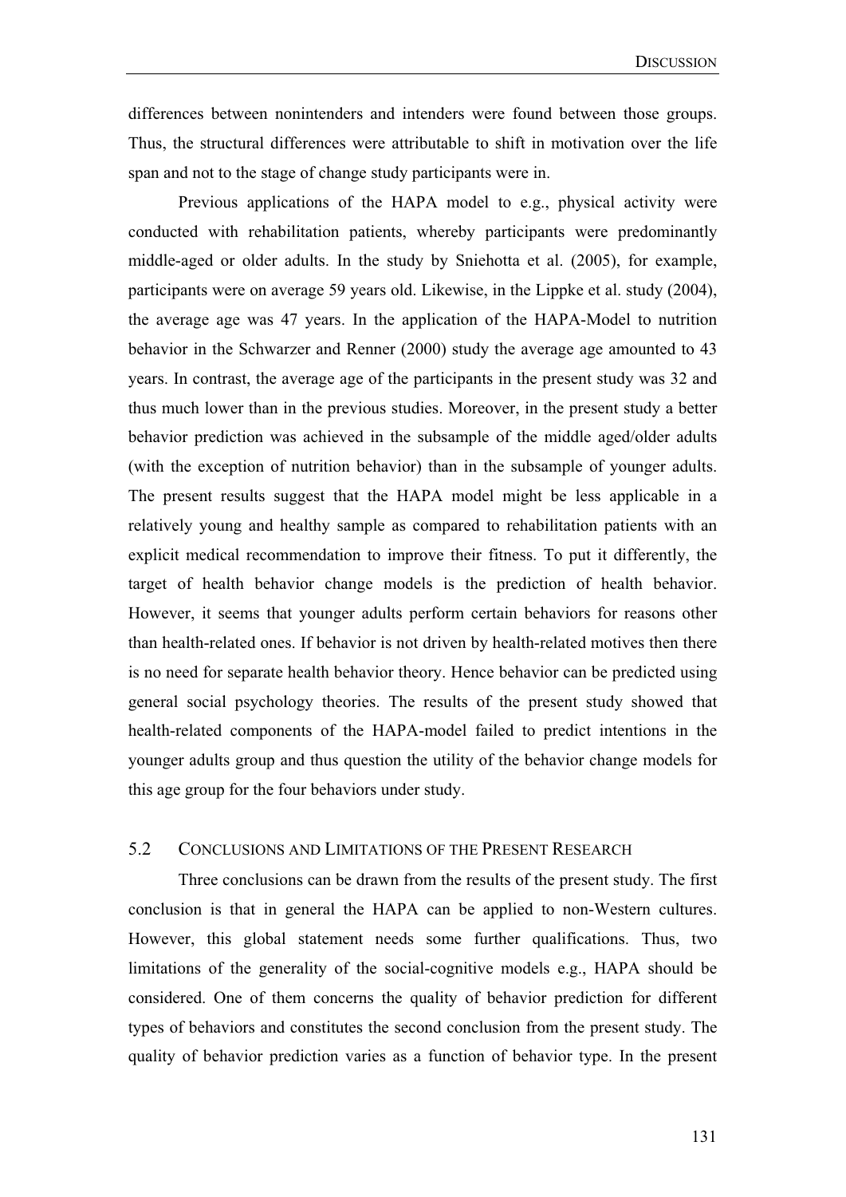differences between nonintenders and intenders were found between those groups. Thus, the structural differences were attributable to shift in motivation over the life span and not to the stage of change study participants were in.

Previous applications of the HAPA model to e.g., physical activity were conducted with rehabilitation patients, whereby participants were predominantly middle-aged or older adults. In the study by Sniehotta et al. (2005), for example, participants were on average 59 years old. Likewise, in the Lippke et al. study (2004), the average age was 47 years. In the application of the HAPA-Model to nutrition behavior in the Schwarzer and Renner (2000) study the average age amounted to 43 years. In contrast, the average age of the participants in the present study was 32 and thus much lower than in the previous studies. Moreover, in the present study a better behavior prediction was achieved in the subsample of the middle aged/older adults (with the exception of nutrition behavior) than in the subsample of younger adults. The present results suggest that the HAPA model might be less applicable in a relatively young and healthy sample as compared to rehabilitation patients with an explicit medical recommendation to improve their fitness. To put it differently, the target of health behavior change models is the prediction of health behavior. However, it seems that younger adults perform certain behaviors for reasons other than health-related ones. If behavior is not driven by health-related motives then there is no need for separate health behavior theory. Hence behavior can be predicted using general social psychology theories. The results of the present study showed that health-related components of the HAPA-model failed to predict intentions in the younger adults group and thus question the utility of the behavior change models for this age group for the four behaviors under study.

## 5.2 Conclusions and Limitations of the Present Research

Three conclusions can be drawn from the results of the present study. The first conclusion is that in general the HAPA can be applied to non-Western cultures. However, this global statement needs some further qualifications. Thus, two limitations of the generality of the social-cognitive models e.g., HAPA should be considered. One of them concerns the quality of behavior prediction for different types of behaviors and constitutes the second conclusion from the present study. The quality of behavior prediction varies as a function of behavior type. In the present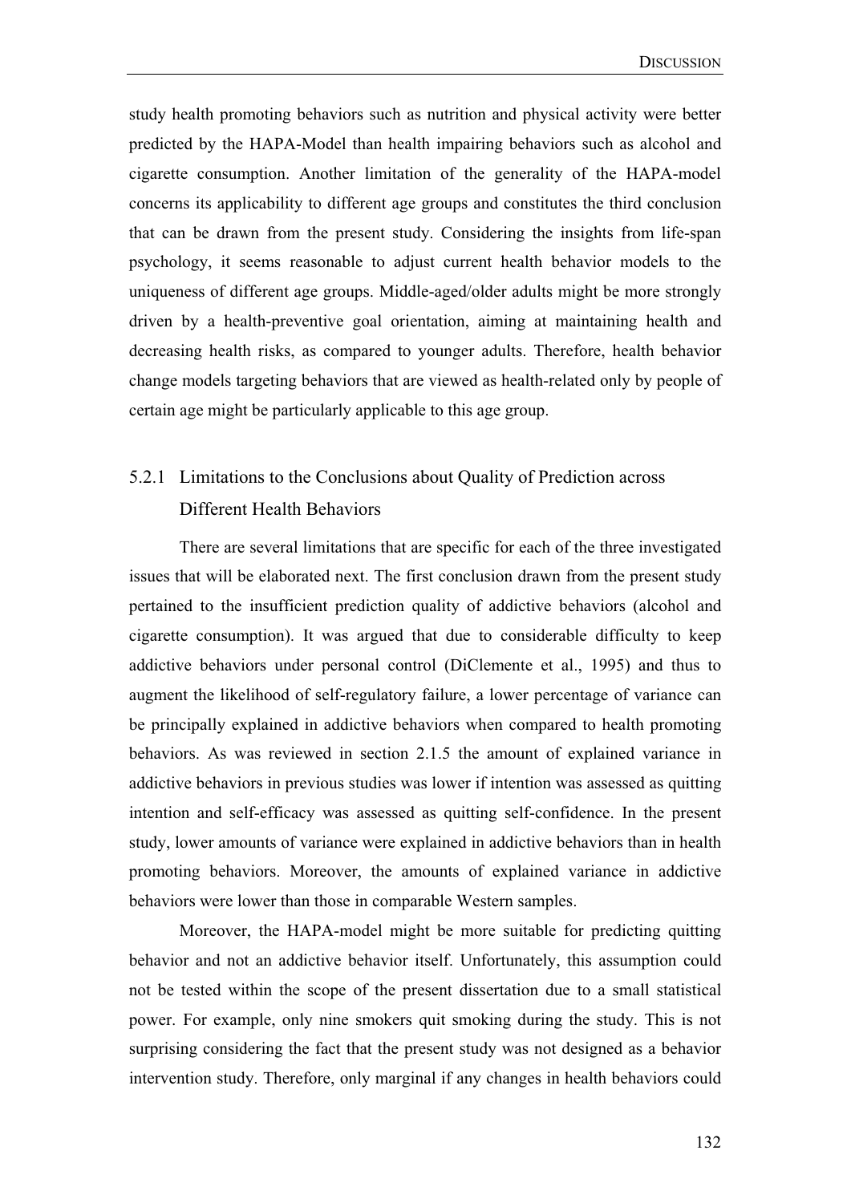study health promoting behaviors such as nutrition and physical activity were better predicted by the HAPA-Model than health impairing behaviors such as alcohol and cigarette consumption. Another limitation of the generality of the HAPA-model concerns its applicability to different age groups and constitutes the third conclusion that can be drawn from the present study. Considering the insights from life-span psychology, it seems reasonable to adjust current health behavior models to the uniqueness of different age groups. Middle-aged/older adults might be more strongly driven by a health-preventive goal orientation, aiming at maintaining health and decreasing health risks, as compared to younger adults. Therefore, health behavior change models targeting behaviors that are viewed as health-related only by people of certain age might be particularly applicable to this age group.

### 5.2.1 Limitations to the Conclusions about Quality of Prediction across Different Health Behaviors

There are several limitations that are specific for each of the three investigated issues that will be elaborated next. The first conclusion drawn from the present study pertained to the insufficient prediction quality of addictive behaviors (alcohol and cigarette consumption). It was argued that due to considerable difficulty to keep addictive behaviors under personal control (DiClemente et al., 1995) and thus to augment the likelihood of self-regulatory failure, a lower percentage of variance can be principally explained in addictive behaviors when compared to health promoting behaviors. As was reviewed in section 2.1.5 the amount of explained variance in addictive behaviors in previous studies was lower if intention was assessed as quitting intention and self-efficacy was assessed as quitting self-confidence. In the present study, lower amounts of variance were explained in addictive behaviors than in health promoting behaviors. Moreover, the amounts of explained variance in addictive behaviors were lower than those in comparable Western samples.

Moreover, the HAPA-model might be more suitable for predicting quitting behavior and not an addictive behavior itself. Unfortunately, this assumption could not be tested within the scope of the present dissertation due to a small statistical power. For example, only nine smokers quit smoking during the study. This is not surprising considering the fact that the present study was not designed as a behavior intervention study. Therefore, only marginal if any changes in health behaviors could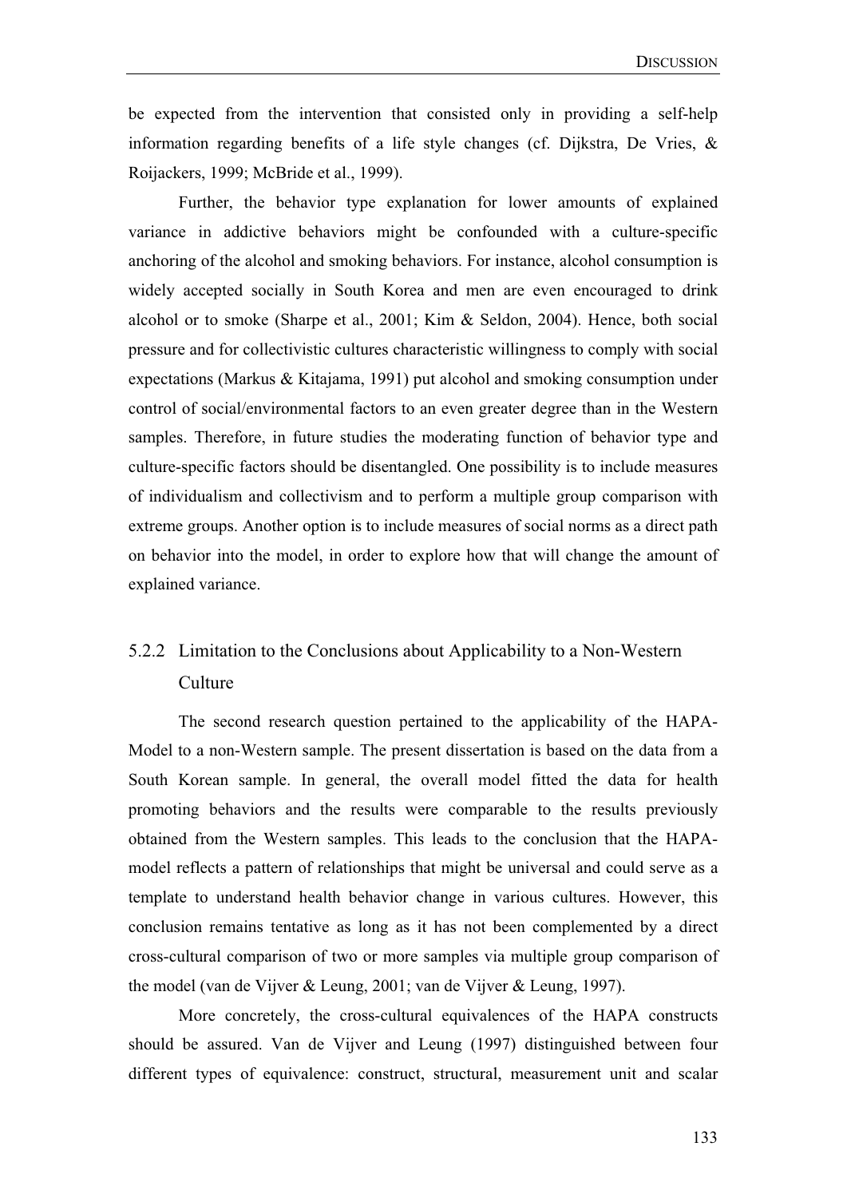be expected from the intervention that consisted only in providing a self-help information regarding benefits of a life style changes (cf. Dijkstra, De Vries, & Roijackers, 1999; McBride et al., 1999).

Further, the behavior type explanation for lower amounts of explained variance in addictive behaviors might be confounded with a culture-specific anchoring of the alcohol and smoking behaviors. For instance, alcohol consumption is widely accepted socially in South Korea and men are even encouraged to drink alcohol or to smoke (Sharpe et al., 2001; Kim & Seldon, 2004). Hence, both social pressure and for collectivistic cultures characteristic willingness to comply with social expectations (Markus & Kitajama, 1991) put alcohol and smoking consumption under control of social/environmental factors to an even greater degree than in the Western samples. Therefore, in future studies the moderating function of behavior type and culture-specific factors should be disentangled. One possibility is to include measures of individualism and collectivism and to perform a multiple group comparison with extreme groups. Another option is to include measures of social norms as a direct path on behavior into the model, in order to explore how that will change the amount of explained variance.

### 5.2.2 Limitation to the Conclusions about Applicability to a Non-Western Culture

The second research question pertained to the applicability of the HAPA-Model to a non-Western sample. The present dissertation is based on the data from a South Korean sample. In general, the overall model fitted the data for health promoting behaviors and the results were comparable to the results previously obtained from the Western samples. This leads to the conclusion that the HAPA-model reflects a pattern of relationships that might be universal and could serve as a template to understand health behavior change in various cultures. However, this conclusion remains tentative as long as it has not been complemented by a direct cross-cultural comparison of two or more samples via multiple group comparison of the model (van de Vijver & Leung, 2001; van de Vijver & Leung, 1997).

More concretely, the cross-cultural equivalences of the HAPA constructs should be assured. Van de Vijver and Leung (1997) distinguished between four different types of equivalence: construct, structural, measurement unit and scalar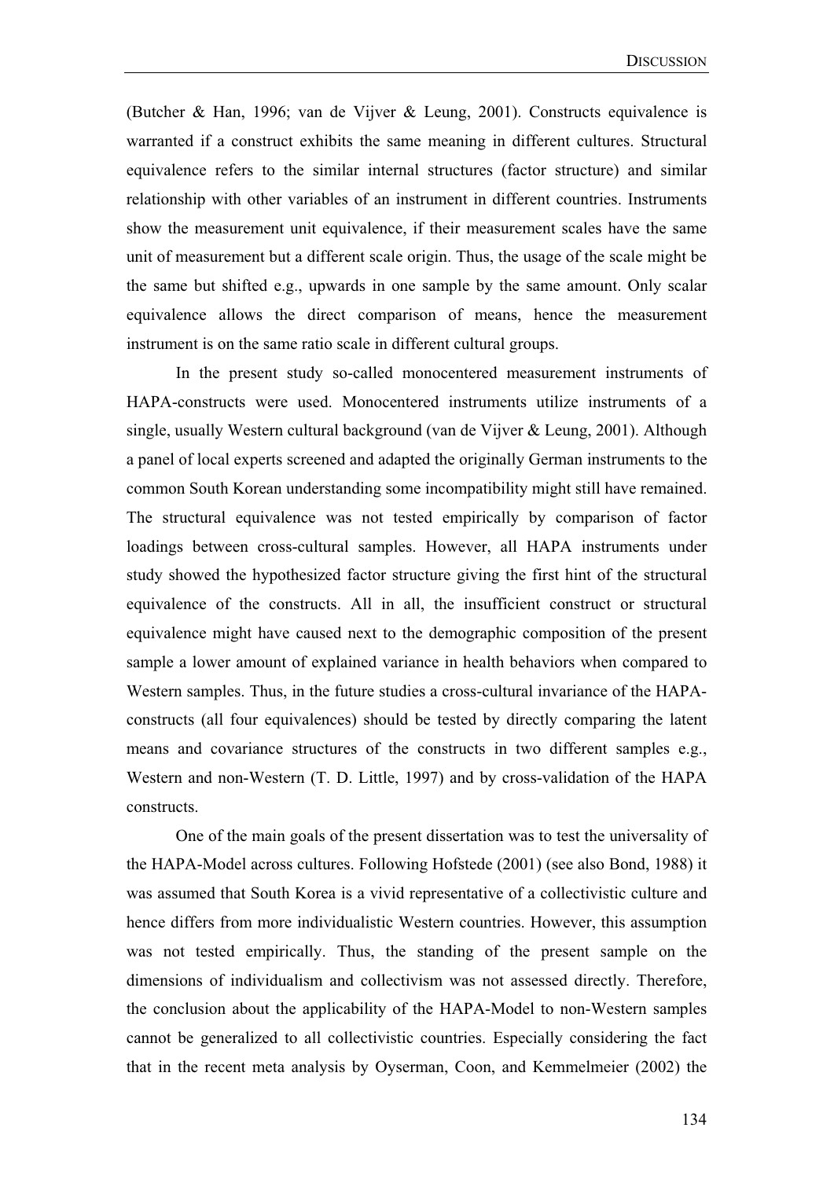(Butcher & Han, 1996; van de Vijver & Leung, 2001). Constructs equivalence is warranted if a construct exhibits the same meaning in different cultures. Structural equivalence refers to the similar internal structures (factor structure) and similar relationship with other variables of an instrument in different countries. Instruments show the measurement unit equivalence, if their measurement scales have the same unit of measurement but a different scale origin. Thus, the usage of the scale might be the same but shifted e.g., upwards in one sample by the same amount. Only scalar equivalence allows the direct comparison of means, hence the measurement instrument is on the same ratio scale in different cultural groups.

In the present study so-called monocentered measurement instruments of HAPA-constructs were used. Monocentered instruments utilize instruments of a single, usually Western cultural background (van de Vijver & Leung, 2001). Although a panel of local experts screened and adapted the originally German instruments to the common South Korean understanding some incompatibility might still have remained. The structural equivalence was not tested empirically by comparison of factor loadings between cross-cultural samples. However, all HAPA instruments under study showed the hypothesized factor structure giving the first hint of the structural equivalence of the constructs. All in all, the insufficient construct or structural equivalence might have caused next to the demographic composition of the present sample a lower amount of explained variance in health behaviors when compared to Western samples. Thus, in the future studies a cross-cultural invariance of the HAPA-constructs (all four equivalences) should be tested by directly comparing the latent means and covariance structures of the constructs in two different samples e.g., Western and non-Western (T. D. Little, 1997) and by cross-validation of the HAPA constructs.

One of the main goals of the present dissertation was to test the universality of the HAPA-Model across cultures. Following Hofstede (2001) (see also Bond, 1988) it was assumed that South Korea is a vivid representative of a collectivistic culture and hence differs from more individualistic Western countries. However, this assumption was not tested empirically. Thus, the standing of the present sample on the dimensions of individualism and collectivism was not assessed directly. Therefore, the conclusion about the applicability of the HAPA-Model to non-Western samples cannot be generalized to all collectivistic countries. Especially considering the fact that in the recent meta analysis by Oyserman, Coon, and Kemmelmeier (2002) the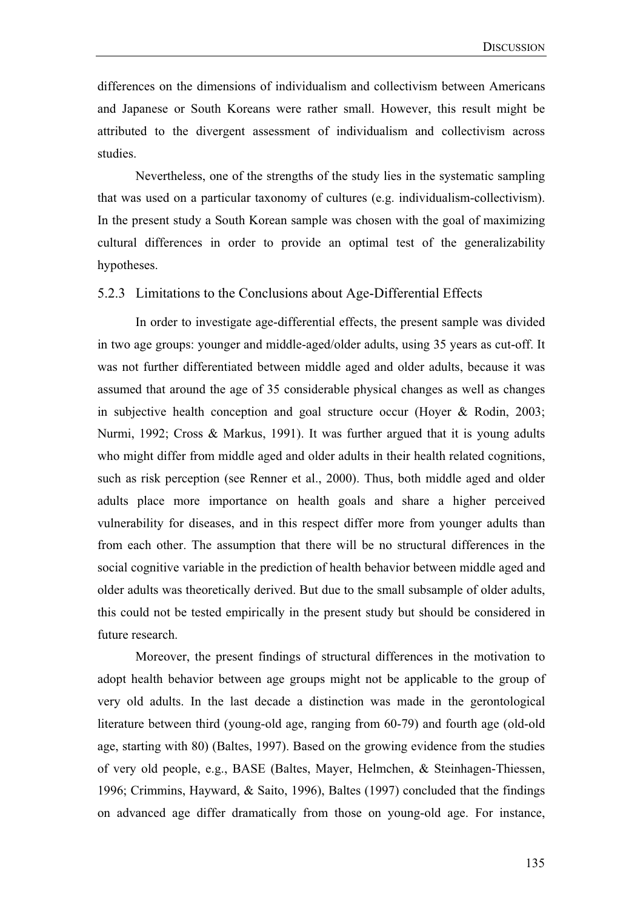differences on the dimensions of individualism and collectivism between Americans and Japanese or South Koreans were rather small. However, this result might be attributed to the divergent assessment of individualism and collectivism across studies.

Nevertheless, one of the strengths of the study lies in the systematic sampling that was used on a particular taxonomy of cultures (e.g. individualism-collectivism). In the present study a South Korean sample was chosen with the goal of maximizing cultural differences in order to provide an optimal test of the generalizability hypotheses.

### 5.2.3 Limitations to the Conclusions about Age-Differential Effects

In order to investigate age-differential effects, the present sample was divided in two age groups: younger and middle-aged/older adults, using 35 years as cut-off. It was not further differentiated between middle aged and older adults, because it was assumed that around the age of 35 considerable physical changes as well as changes in subjective health conception and goal structure occur (Hoyer & Rodin, 2003; Nurmi, 1992; Cross & Markus, 1991). It was further argued that it is young adults who might differ from middle aged and older adults in their health related cognitions, such as risk perception (see Renner et al., 2000). Thus, both middle aged and older adults place more importance on health goals and share a higher perceived vulnerability for diseases, and in this respect differ more from younger adults than from each other. The assumption that there will be no structural differences in the social cognitive variable in the prediction of health behavior between middle aged and older adults was theoretically derived. But due to the small subsample of older adults, this could not be tested empirically in the present study but should be considered in future research.

Moreover, the present findings of structural differences in the motivation to adopt health behavior between age groups might not be applicable to the group of very old adults. In the last decade a distinction was made in the gerontological literature between third (young-old age, ranging from 60-79) and fourth age (old-old age, starting with 80) (Baltes, 1997). Based on the growing evidence from the studies of very old people, e.g., BASE (Baltes, Mayer, Helmchen, & Steinhagen-Thiessen, 1996; Crimmins, Hayward, & Saito, 1996), Baltes (1997) concluded that the findings on advanced age differ dramatically from those on young-old age. For instance,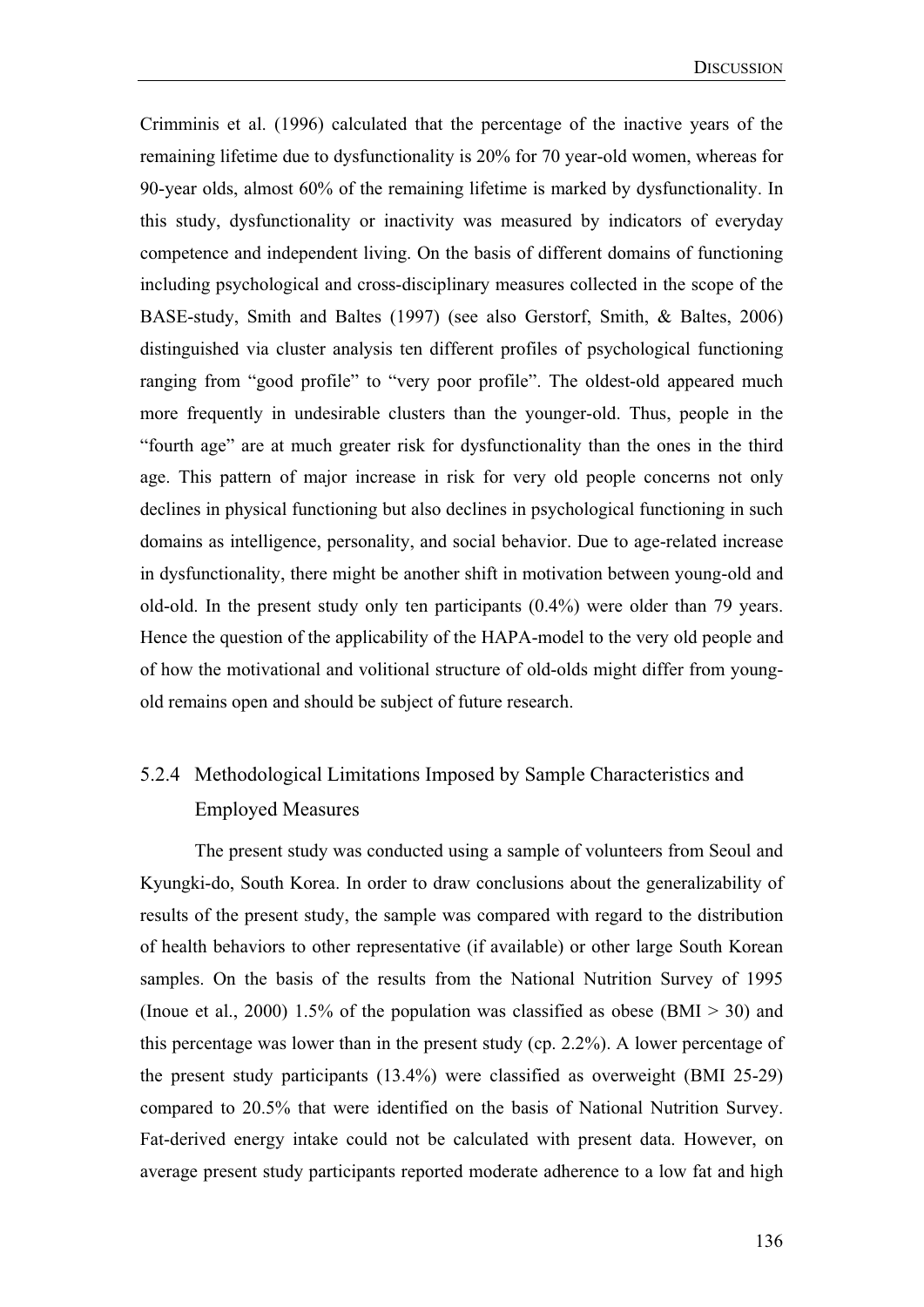Crimminis et al. (1996) calculated that the percentage of the inactive years of the remaining lifetime due to dysfunctionality is 20% for 70 year-old women, whereas for 90-year olds, almost 60% of the remaining lifetime is marked by dysfunctionality. In this study, dysfunctionality or inactivity was measured by indicators of everyday competence and independent living. On the basis of different domains of functioning including psychological and cross-disciplinary measures collected in the scope of the BASE-study, Smith and Baltes (1997) (see also Gerstorf, Smith, & Baltes, 2006) distinguished via cluster analysis ten different profiles of psychological functioning ranging from "good profile" to "very poor profile". The oldest-old appeared much more frequently in undesirable clusters than the younger-old. Thus, people in the "fourth age" are at much greater risk for dysfunctionality than the ones in the third age. This pattern of major increase in risk for very old people concerns not only declines in physical functioning but also declines in psychological functioning in such domains as intelligence, personality, and social behavior. Due to age-related increase in dysfunctionality, there might be another shift in motivation between young-old and old-old. In the present study only ten participants (0.4%) were older than 79 years. Hence the question of the applicability of the HAPA-model to the very old people and of how the motivational and volitional structure of old-olds might differ from young-old remains open and should be subject of future research.

### 5.2.4 Methodological Limitations Imposed by Sample Characteristics and Employed Measures

The present study was conducted using a sample of volunteers from Seoul and Kyungki-do, South Korea. In order to draw conclusions about the generalizability of results of the present study, the sample was compared with regard to the distribution of health behaviors to other representative (if available) or other large South Korean samples. On the basis of the results from the National Nutrition Survey of 1995 (Inoue et al., 2000) 1.5% of the population was classified as obese (BMI > 30) and this percentage was lower than in the present study (cp. 2.2%). A lower percentage of the present study participants (13.4%) were classified as overweight (BMI 25-29) compared to 20.5% that were identified on the basis of National Nutrition Survey. Fat-derived energy intake could not be calculated with present data. However, on average present study participants reported moderate adherence to a low fat and high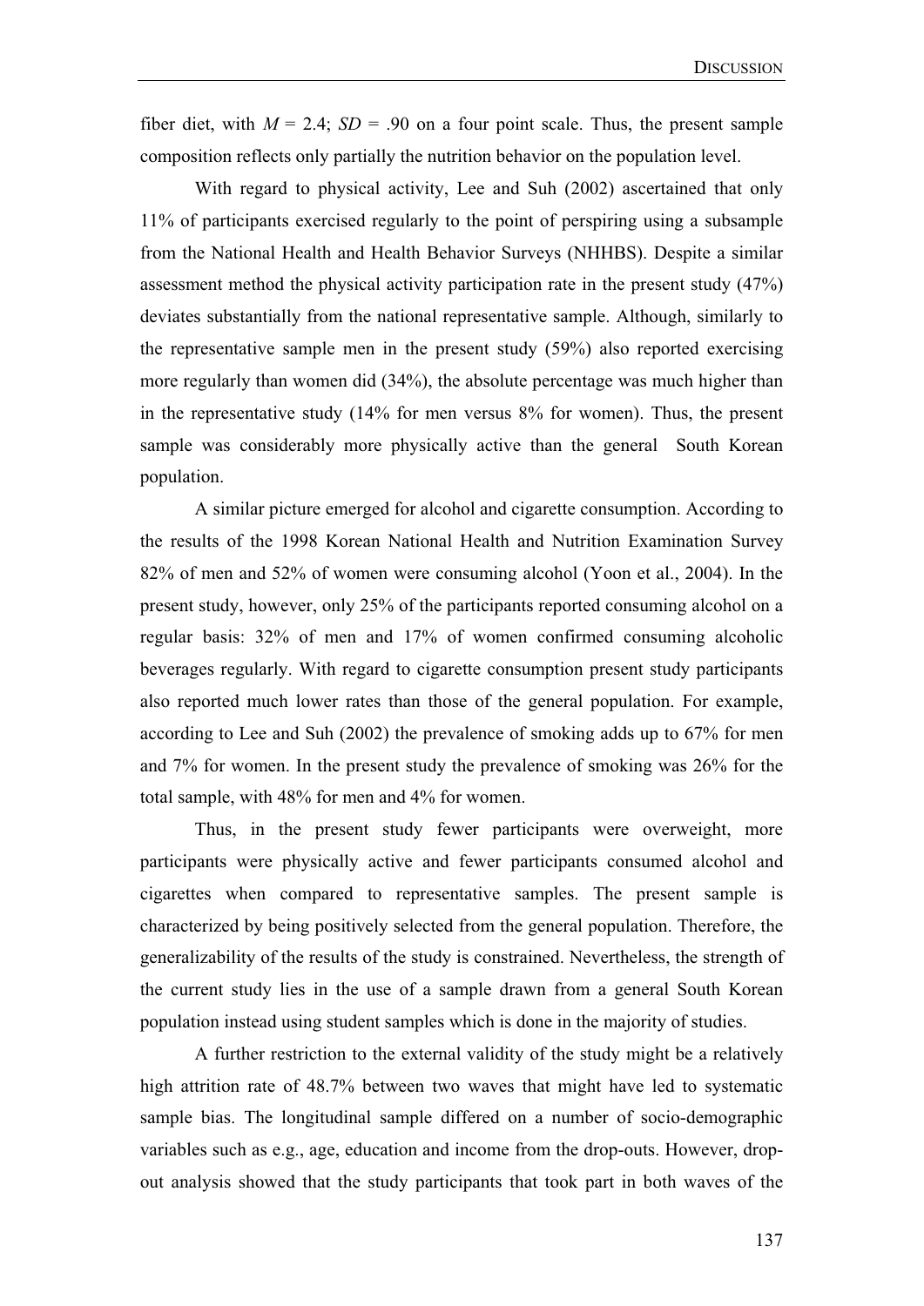fiber diet, with $M = 2.4$; $SD = .90$ on a four point scale. Thus, the present sample composition reflects only partially the nutrition behavior on the population level.

With regard to physical activity, Lee and Suh (2002) ascertained that only 11% of participants exercised regularly to the point of perspiring using a subsample from the National Health and Health Behavior Surveys (NHHBS). Despite a similar assessment method the physical activity participation rate in the present study (47%) deviates substantially from the national representative sample. Although, similarly to the representative sample men in the present study (59%) also reported exercising more regularly than women did (34%), the absolute percentage was much higher than in the representative study (14% for men versus 8% for women). Thus, the present sample was considerably more physically active than the general South Korean population.

A similar picture emerged for alcohol and cigarette consumption. According to the results of the 1998 Korean National Health and Nutrition Examination Survey 82% of men and 52% of women were consuming alcohol (Yoon et al., 2004). In the present study, however, only 25% of the participants reported consuming alcohol on a regular basis: 32% of men and 17% of women confirmed consuming alcoholic beverages regularly. With regard to cigarette consumption present study participants also reported much lower rates than those of the general population. For example, according to Lee and Suh (2002) the prevalence of smoking adds up to 67% for men and 7% for women. In the present study the prevalence of smoking was 26% for the total sample, with 48% for men and 4% for women.

Thus, in the present study fewer participants were overweight, more participants were physically active and fewer participants consumed alcohol and cigarettes when compared to representative samples. The present sample is characterized by being positively selected from the general population. Therefore, the generalizability of the results of the study is constrained. Nevertheless, the strength of the current study lies in the use of a sample drawn from a general South Korean population instead using student samples which is done in the majority of studies.

A further restriction to the external validity of the study might be a relatively high attrition rate of 48.7% between two waves that might have led to systematic sample bias. The longitudinal sample differed on a number of socio-demographic variables such as e.g., age, education and income from the drop-outs. However, drop-out analysis showed that the study participants that took part in both waves of the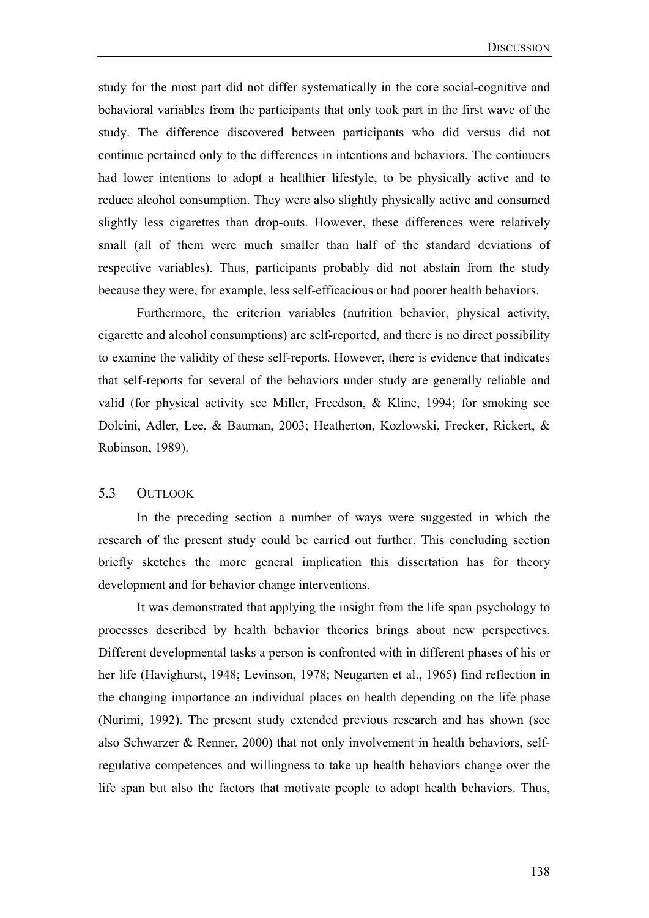study for the most part did not differ systematically in the core social-cognitive and behavioral variables from the participants that only took part in the first wave of the study. The difference discovered between participants who did versus did not continue pertained only to the differences in intentions and behaviors. The continuers had lower intentions to adopt a healthier lifestyle, to be physically active and to reduce alcohol consumption. They were also slightly physically active and consumed slightly less cigarettes than drop-outs. However, these differences were relatively small (all of them were much smaller than half of the standard deviations of respective variables). Thus, participants probably did not abstain from the study because they were, for example, less self-efficacious or had poorer health behaviors.

Furthermore, the criterion variables (nutrition behavior, physical activity, cigarette and alcohol consumptions) are self-reported, and there is no direct possibility to examine the validity of these self-reports. However, there is evidence that indicates that self-reports for several of the behaviors under study are generally reliable and valid (for physical activity see Miller, Freedson, & Kline, 1994; for smoking see Dolcini, Adler, Lee, & Bauman, 2003; Heatherton, Kozlowski, Frecker, Rickert, & Robinson, 1989).

## 5.3 Outlook

In the preceding section a number of ways were suggested in which the research of the present study could be carried out further. This concluding section briefly sketches the more general implication this dissertation has for theory development and for behavior change interventions.

It was demonstrated that applying the insight from the life span psychology to processes described by health behavior theories brings about new perspectives. Different developmental tasks a person is confronted with in different phases of his or her life (Havighurst, 1948; Levinson, 1978; Neugarten et al., 1965) find reflection in the changing importance an individual places on health depending on the life phase (Nurimi, 1992). The present study extended previous research and has shown (see also Schwarzer & Renner, 2000) that not only involvement in health behaviors, self-regulative competences and willingness to take up health behaviors change over the life span but also the factors that motivate people to adopt health behaviors. Thus,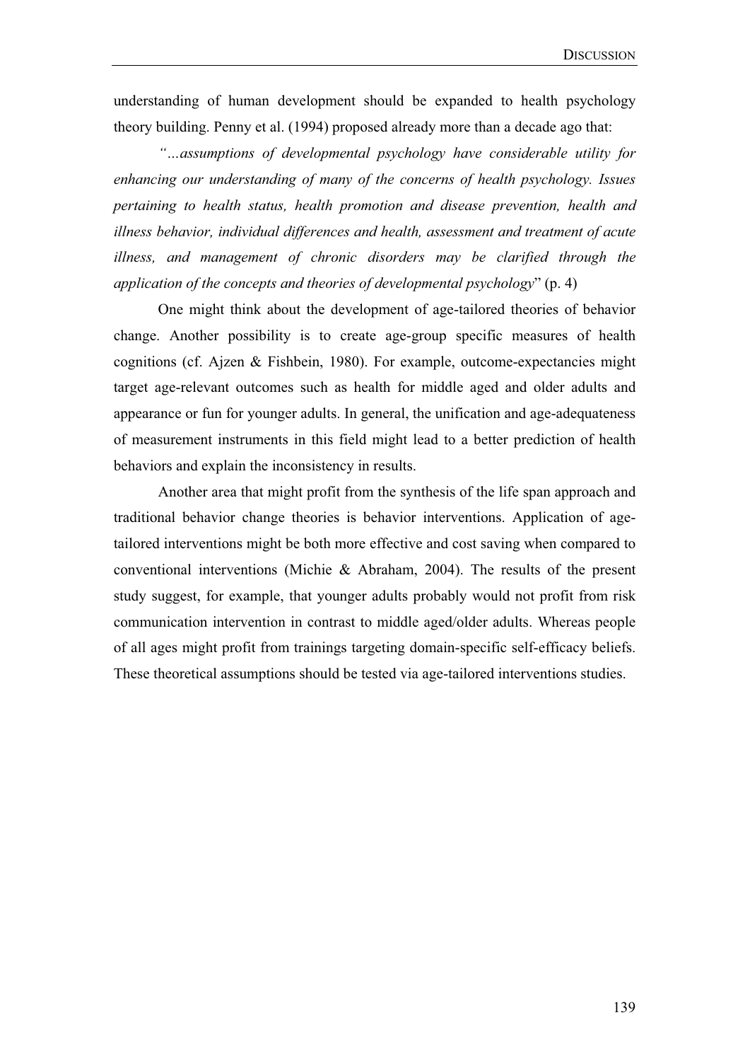understanding of human development should be expanded to health psychology theory building. Penny et al. (1994) proposed already more than a decade ago that:

*"…assumptions of developmental psychology have considerable utility for enhancing our understanding of many of the concerns of health psychology. Issues pertaining to health status, health promotion and disease prevention, health and illness behavior, individual differences and health, assessment and treatment of acute illness, and management of chronic disorders may be clarified through the application of the concepts and theories of developmental psychology*" (p. 4)

One might think about the development of age-tailored theories of behavior change. Another possibility is to create age-group specific measures of health cognitions (cf. Ajzen & Fishbein, 1980). For example, outcome-expectancies might target age-relevant outcomes such as health for middle aged and older adults and appearance or fun for younger adults. In general, the unification and age-adequateness of measurement instruments in this field might lead to a better prediction of health behaviors and explain the inconsistency in results.

Another area that might profit from the synthesis of the life span approach and traditional behavior change theories is behavior interventions. Application of age-tailored interventions might be both more effective and cost saving when compared to conventional interventions (Michie & Abraham, 2004). The results of the present study suggest, for example, that younger adults probably would not profit from risk communication intervention in contrast to middle aged/older adults. Whereas people of all ages might profit from trainings targeting domain-specific self-efficacy beliefs. These theoretical assumptions should be tested via age-tailored interventions studies.